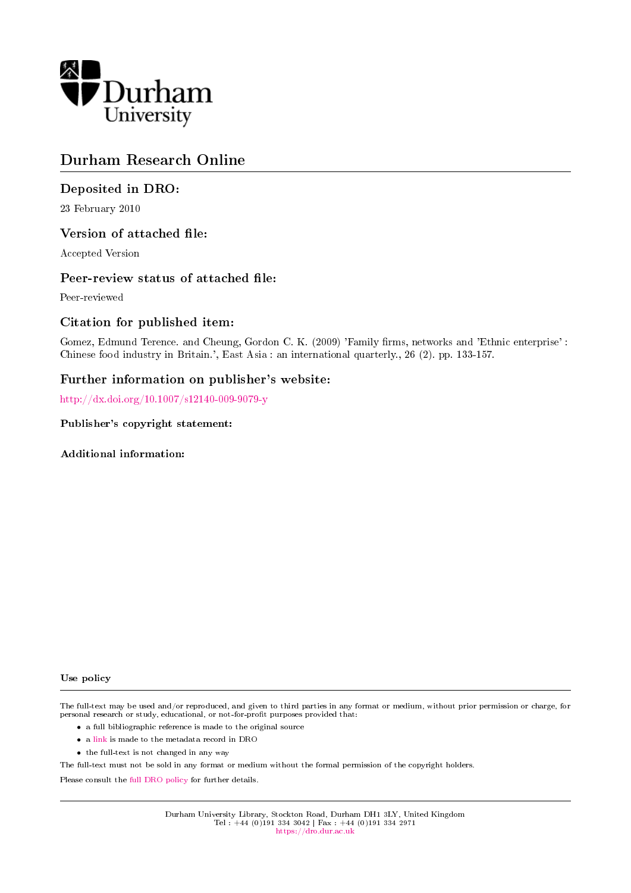Durham University

# Durham Research Online

## Deposited in DRO:

23 February 2010

## Version of attached file:

Accepted Version

## Peer-review status of attached file:

Peer-reviewed

## Citation for published item:

Gomez, Edmund Terence. and Cheung, Gordon C. K. (2009) 'Family firms, networks and 'Ethnic enterprise' : Chinese food industry in Britain.', East Asia : an international quarterly., 26 (2). pp. 133-157.

## Further information on publisher's website:

http://dx.doi.org/10.1007/s12140-009-9079-y

**Publisher's copyright statement:**

**Additional information:**

**Use policy**

The full-text may be used and/or reproduced, and given to third parties in any format or medium, without prior permission or charge, for personal research or study, educational, or not-for-profit purposes provided that:

- a full bibliographic reference is made to the original source
- a link is made to the metadata record in DRO
- the full-text is not changed in any way

The full-text must not be sold in any format or medium without the formal permission of the copyright holders.

Please consult the full DRO policy for further details.

Durham University Library, Stockton Road, Durham DH1 3LY, United Kingdom
Tel : +44 (0)191 334 3042 | Fax : +44 (0)191 334 2971
https://dro.dur.ac.uk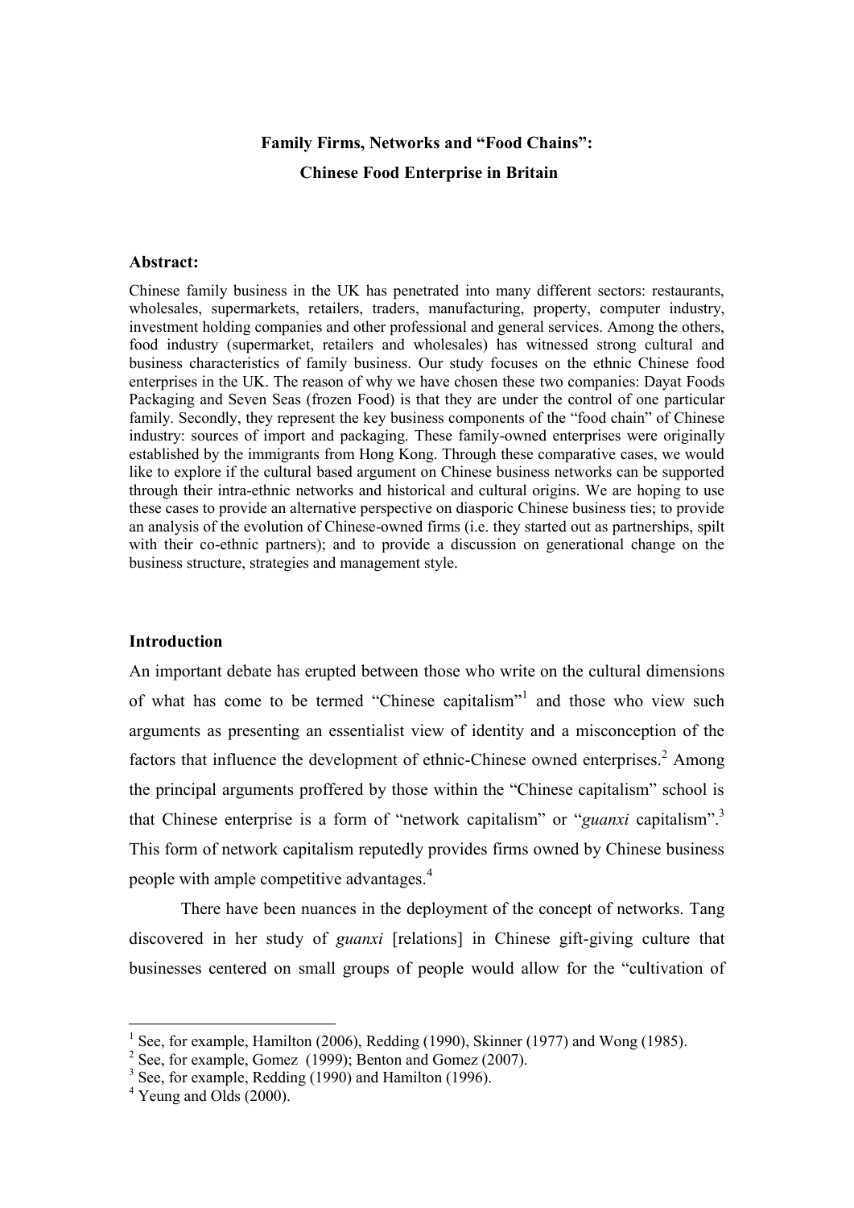**Family Firms, Networks and "Food Chains":**
**Chinese Food Enterprise in Britain**

**Abstract:**

Chinese family business in the UK has penetrated into many different sectors: restaurants, wholesales, supermarkets, retailers, traders, manufacturing, property, computer industry, investment holding companies and other professional and general services. Among the others, food industry (supermarket, retailers and wholesales) has witnessed strong cultural and business characteristics of family business. Our study focuses on the ethnic Chinese food enterprises in the UK. The reason of why we have chosen these two companies: Dayat Foods Packaging and Seven Seas (frozen Food) is that they are under the control of one particular family. Secondly, they represent the key business components of the "food chain" of Chinese industry: sources of import and packaging. These family-owned enterprises were originally established by the immigrants from Hong Kong. Through these comparative cases, we would like to explore if the cultural based argument on Chinese business networks can be supported through their intra-ethnic networks and historical and cultural origins. We are hoping to use these cases to provide an alternative perspective on diasporic Chinese business ties; to provide an analysis of the evolution of Chinese-owned firms (i.e. they started out as partnerships, spilt with their co-ethnic partners); and to provide a discussion on generational change on the business structure, strategies and management style.

**Introduction**

An important debate has erupted between those who write on the cultural dimensions of what has come to be termed "Chinese capitalism"[1] and those who view such arguments as presenting an essentialist view of identity and a misconception of the factors that influence the development of ethnic-Chinese owned enterprises.[2] Among the principal arguments proffered by those within the "Chinese capitalism" school is that Chinese enterprise is a form of "network capitalism" or "*guanxi* capitalism".[3] This form of network capitalism reputedly provides firms owned by Chinese business people with ample competitive advantages.[4]

There have been nuances in the deployment of the concept of networks. Tang discovered in her study of *guanxi* [relations] in Chinese gift-giving culture that businesses centered on small groups of people would allow for the "cultivation of

[1] See, for example, Hamilton (2006), Redding (1990), Skinner (1977) and Wong (1985).
[2] See, for example, Gomez (1999); Benton and Gomez (2007).
[3] See, for example, Redding (1990) and Hamilton (1996).
[4] Yeung and Olds (2000).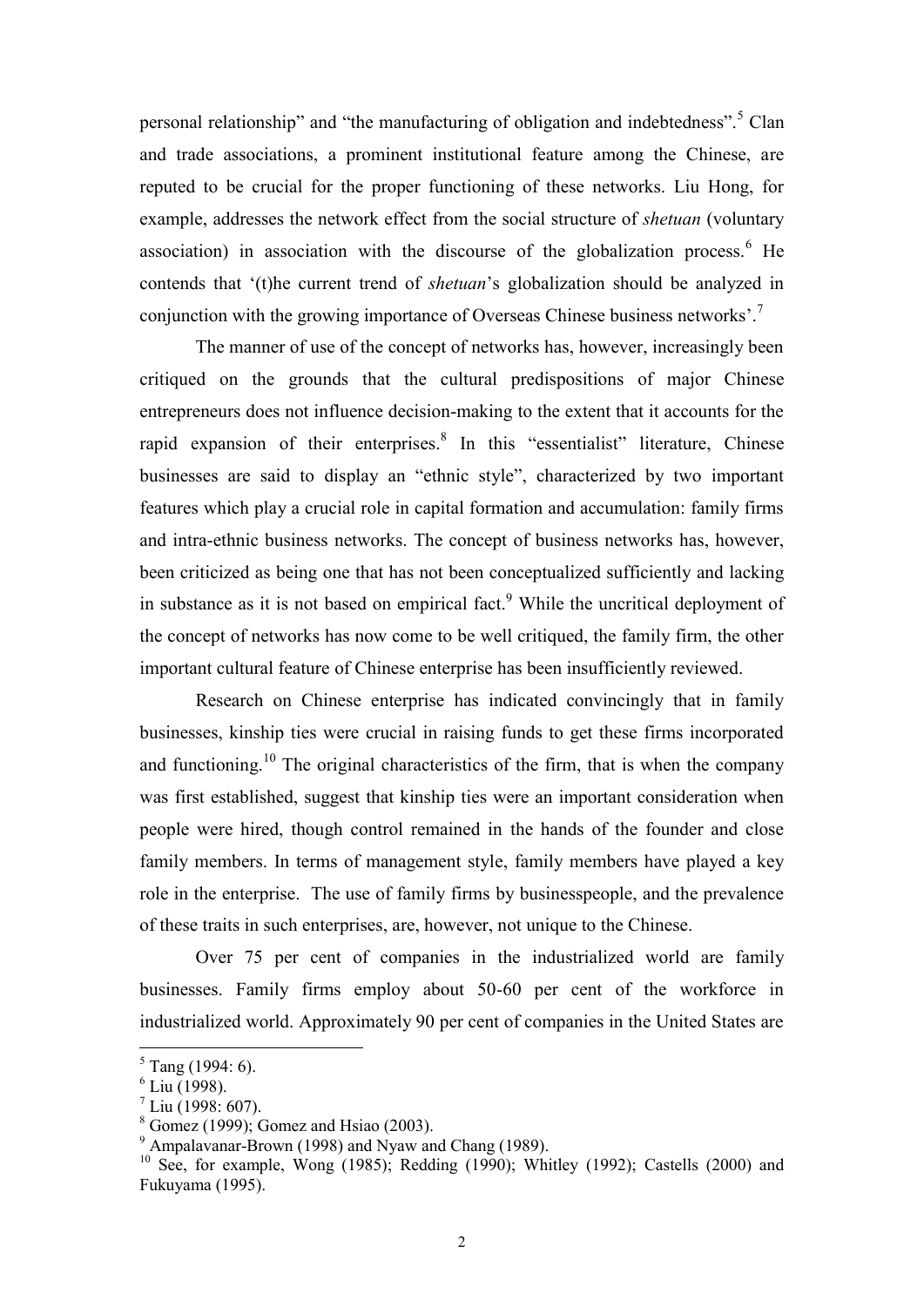personal relationship" and "the manufacturing of obligation and indebtedness".[5] Clan and trade associations, a prominent institutional feature among the Chinese, are reputed to be crucial for the proper functioning of these networks. Liu Hong, for example, addresses the network effect from the social structure of *shetuan* (voluntary association) in association with the discourse of the globalization process.[6] He contends that '(t)he current trend of *shetuan*'s globalization should be analyzed in conjunction with the growing importance of Overseas Chinese business networks'.[7]

The manner of use of the concept of networks has, however, increasingly been critiqued on the grounds that the cultural predispositions of major Chinese entrepreneurs does not influence decision-making to the extent that it accounts for the rapid expansion of their enterprises.[8] In this "essentialist" literature, Chinese businesses are said to display an "ethnic style", characterized by two important features which play a crucial role in capital formation and accumulation: family firms and intra-ethnic business networks. The concept of business networks has, however, been criticized as being one that has not been conceptualized sufficiently and lacking in substance as it is not based on empirical fact.[9] While the uncritical deployment of the concept of networks has now come to be well critiqued, the family firm, the other important cultural feature of Chinese enterprise has been insufficiently reviewed.

Research on Chinese enterprise has indicated convincingly that in family businesses, kinship ties were crucial in raising funds to get these firms incorporated and functioning.[10] The original characteristics of the firm, that is when the company was first established, suggest that kinship ties were an important consideration when people were hired, though control remained in the hands of the founder and close family members. In terms of management style, family members have played a key role in the enterprise. The use of family firms by businesspeople, and the prevalence of these traits in such enterprises, are, however, not unique to the Chinese.

Over 75 per cent of companies in the industrialized world are family businesses. Family firms employ about 50-60 per cent of the workforce in industrialized world. Approximately 90 per cent of companies in the United States are

---

[5] Tang (1994: 6).

[6] Liu (1998).

[7] Liu (1998: 607).

[8] Gomez (1999); Gomez and Hsiao (2003).

[9] Ampalavanar-Brown (1998) and Nyaw and Chang (1989).

[10] See, for example, Wong (1985); Redding (1990); Whitley (1992); Castells (2000) and Fukuyama (1995).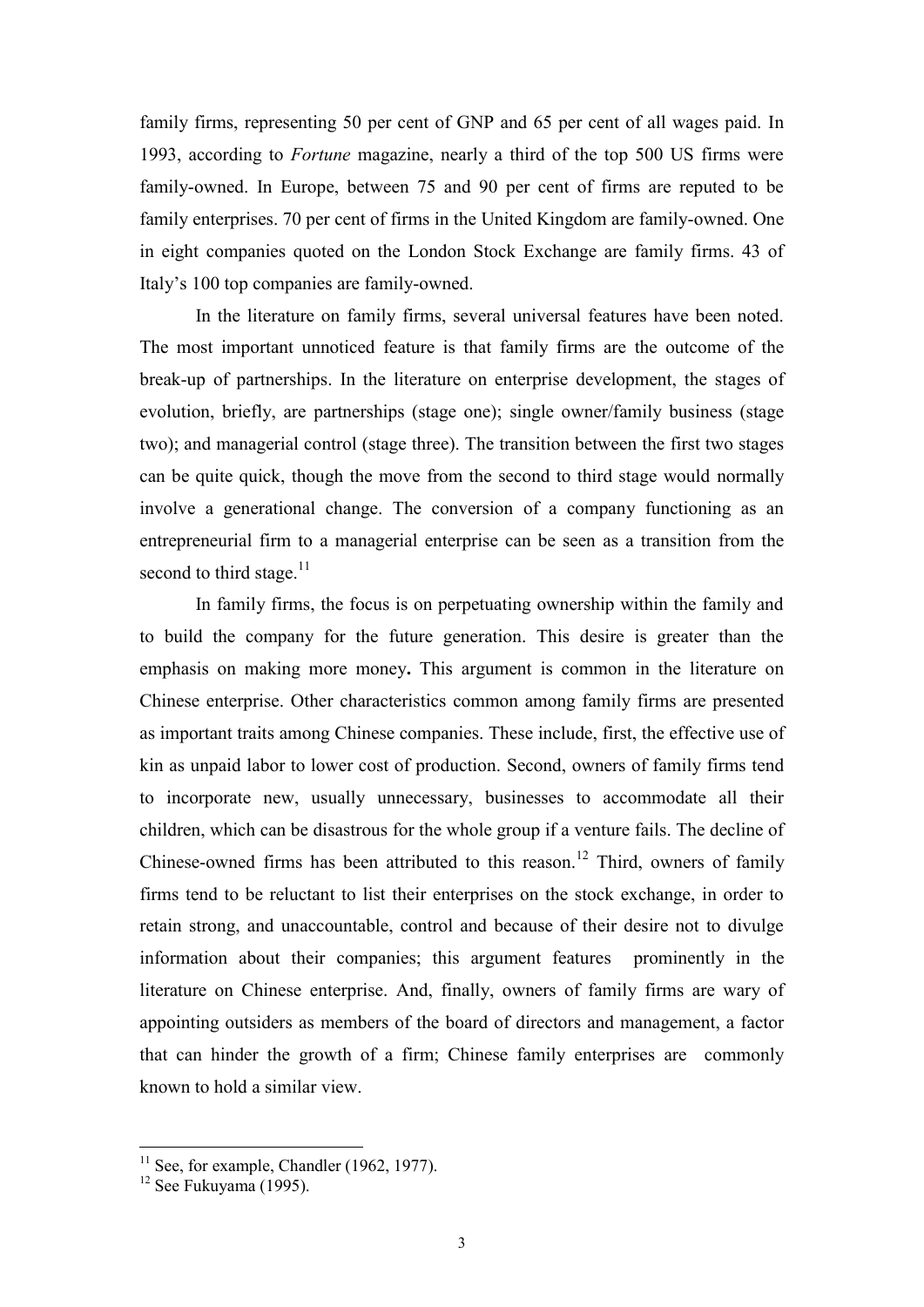family firms, representing 50 per cent of GNP and 65 per cent of all wages paid. In 1993, according to *Fortune* magazine, nearly a third of the top 500 US firms were family-owned. In Europe, between 75 and 90 per cent of firms are reputed to be family enterprises. 70 per cent of firms in the United Kingdom are family-owned. One in eight companies quoted on the London Stock Exchange are family firms. 43 of Italy's 100 top companies are family-owned.

In the literature on family firms, several universal features have been noted. The most important unnoticed feature is that family firms are the outcome of the break-up of partnerships. In the literature on enterprise development, the stages of evolution, briefly, are partnerships (stage one); single owner/family business (stage two); and managerial control (stage three). The transition between the first two stages can be quite quick, though the move from the second to third stage would normally involve a generational change. The conversion of a company functioning as an entrepreneurial firm to a managerial enterprise can be seen as a transition from the second to third stage.[11]

In family firms, the focus is on perpetuating ownership within the family and to build the company for the future generation. This desire is greater than the emphasis on making more money**.** This argument is common in the literature on Chinese enterprise. Other characteristics common among family firms are presented as important traits among Chinese companies. These include, first, the effective use of kin as unpaid labor to lower cost of production. Second, owners of family firms tend to incorporate new, usually unnecessary, businesses to accommodate all their children, which can be disastrous for the whole group if a venture fails. The decline of Chinese-owned firms has been attributed to this reason.[12] Third, owners of family firms tend to be reluctant to list their enterprises on the stock exchange, in order to retain strong, and unaccountable, control and because of their desire not to divulge information about their companies; this argument features prominently in the literature on Chinese enterprise. And, finally, owners of family firms are wary of appointing outsiders as members of the board of directors and management, a factor that can hinder the growth of a firm; Chinese family enterprises are commonly known to hold a similar view.

---

[11] See, for example, Chandler (1962, 1977).

[12] See Fukuyama (1995).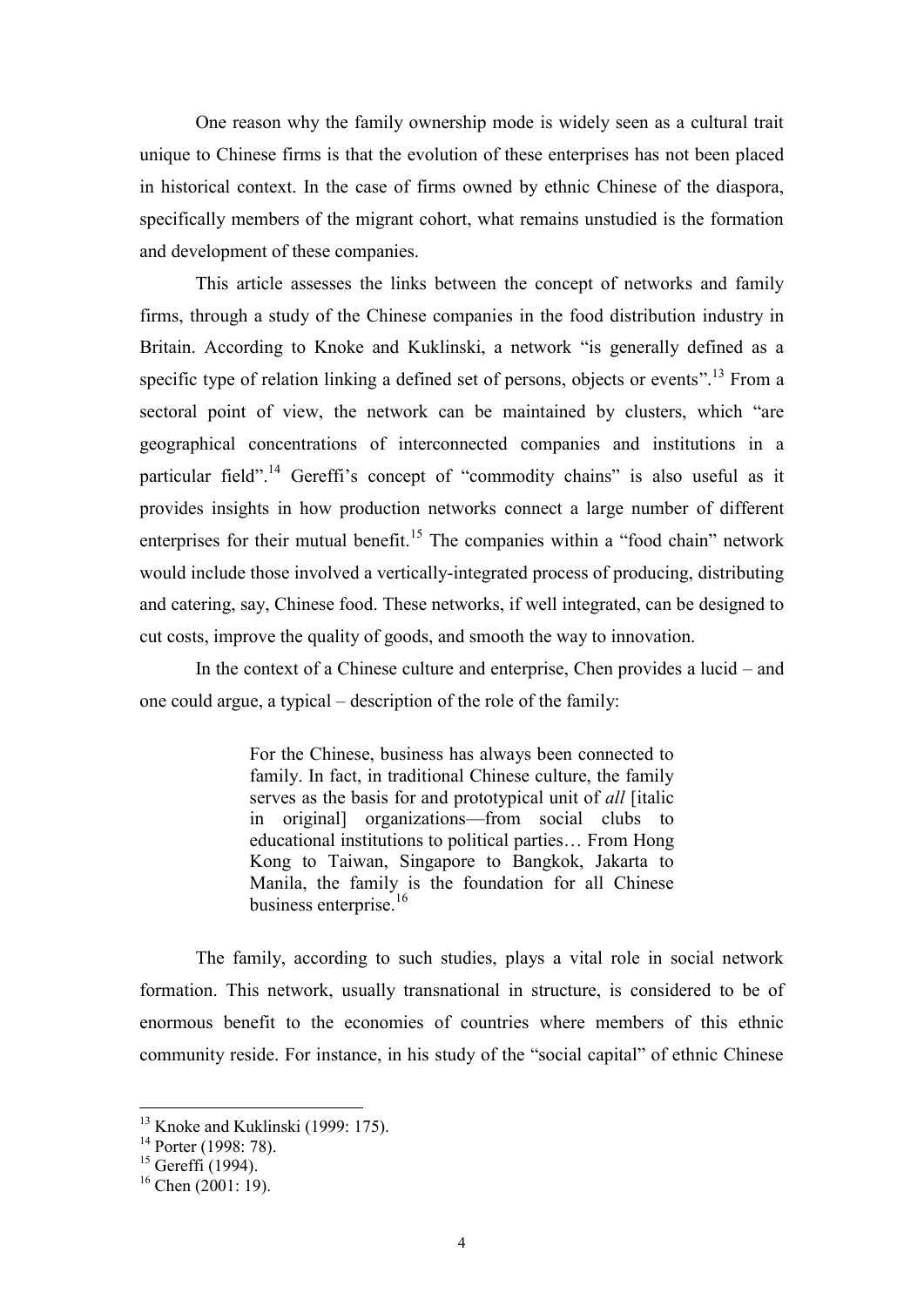One reason why the family ownership mode is widely seen as a cultural trait unique to Chinese firms is that the evolution of these enterprises has not been placed in historical context. In the case of firms owned by ethnic Chinese of the diaspora, specifically members of the migrant cohort, what remains unstudied is the formation and development of these companies.

This article assesses the links between the concept of networks and family firms, through a study of the Chinese companies in the food distribution industry in Britain. According to Knoke and Kuklinski, a network "is generally defined as a specific type of relation linking a defined set of persons, objects or events".[13] From a sectoral point of view, the network can be maintained by clusters, which "are geographical concentrations of interconnected companies and institutions in a particular field".[14] Gereffi's concept of "commodity chains" is also useful as it provides insights in how production networks connect a large number of different enterprises for their mutual benefit.[15] The companies within a "food chain" network would include those involved a vertically-integrated process of producing, distributing and catering, say, Chinese food. These networks, if well integrated, can be designed to cut costs, improve the quality of goods, and smooth the way to innovation.

In the context of a Chinese culture and enterprise, Chen provides a lucid – and one could argue, a typical – description of the role of the family:

> For the Chinese, business has always been connected to family. In fact, in traditional Chinese culture, the family serves as the basis for and prototypical unit of *all* [italic in original] organizations—from social clubs to educational institutions to political parties… From Hong Kong to Taiwan, Singapore to Bangkok, Jakarta to Manila, the family is the foundation for all Chinese business enterprise.[16]

The family, according to such studies, plays a vital role in social network formation. This network, usually transnational in structure, is considered to be of enormous benefit to the economies of countries where members of this ethnic community reside. For instance, in his study of the "social capital" of ethnic Chinese

---

[13] Knoke and Kuklinski (1999: 175).

[14] Porter (1998: 78).

[15] Gereffi (1994).

[16] Chen (2001: 19).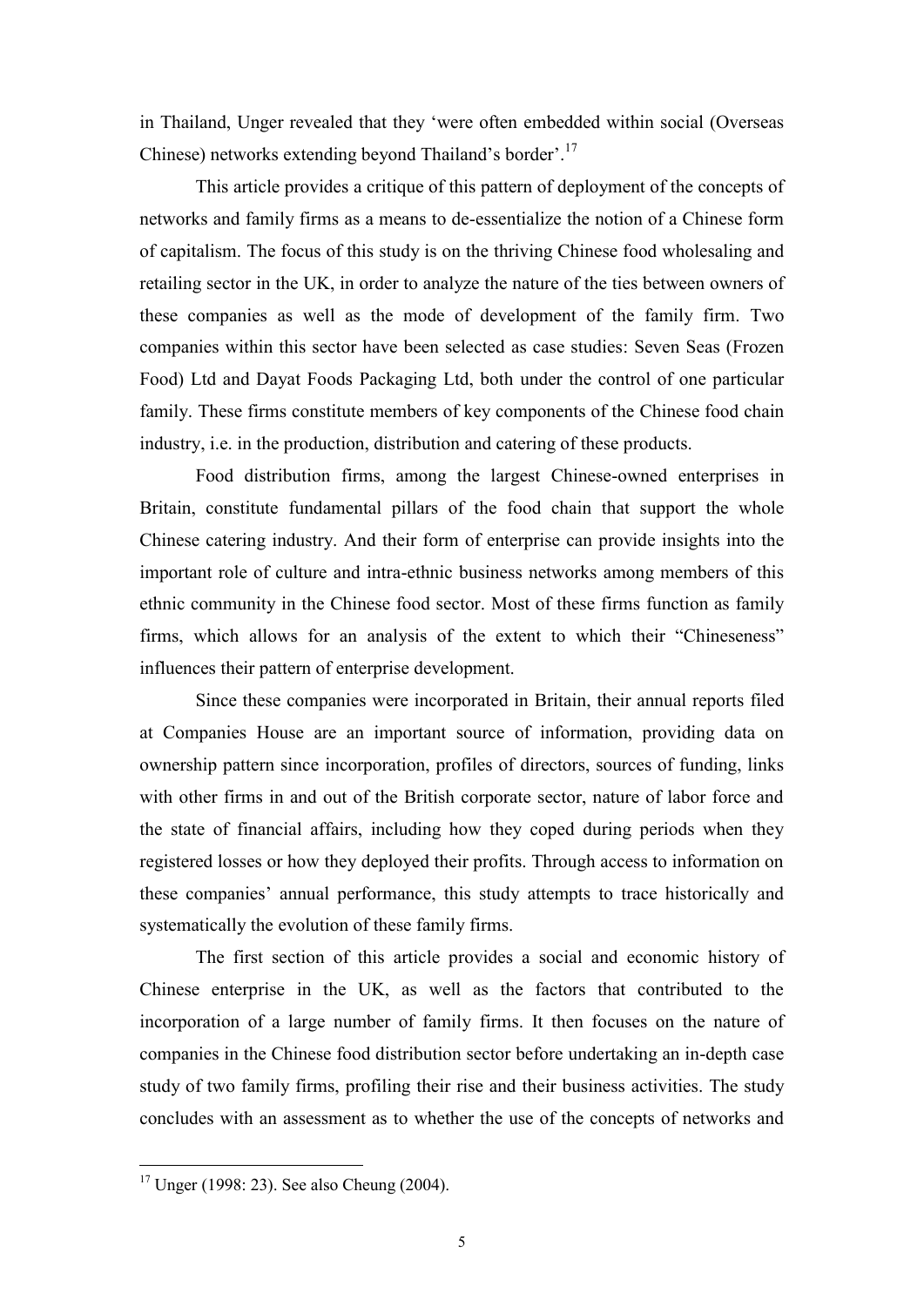in Thailand, Unger revealed that they 'were often embedded within social (Overseas Chinese) networks extending beyond Thailand's border'.[17]

This article provides a critique of this pattern of deployment of the concepts of networks and family firms as a means to de-essentialize the notion of a Chinese form of capitalism. The focus of this study is on the thriving Chinese food wholesaling and retailing sector in the UK, in order to analyze the nature of the ties between owners of these companies as well as the mode of development of the family firm. Two companies within this sector have been selected as case studies: Seven Seas (Frozen Food) Ltd and Dayat Foods Packaging Ltd, both under the control of one particular family. These firms constitute members of key components of the Chinese food chain industry, i.e. in the production, distribution and catering of these products.

Food distribution firms, among the largest Chinese-owned enterprises in Britain, constitute fundamental pillars of the food chain that support the whole Chinese catering industry. And their form of enterprise can provide insights into the important role of culture and intra-ethnic business networks among members of this ethnic community in the Chinese food sector. Most of these firms function as family firms, which allows for an analysis of the extent to which their "Chineseness" influences their pattern of enterprise development.

Since these companies were incorporated in Britain, their annual reports filed at Companies House are an important source of information, providing data on ownership pattern since incorporation, profiles of directors, sources of funding, links with other firms in and out of the British corporate sector, nature of labor force and the state of financial affairs, including how they coped during periods when they registered losses or how they deployed their profits. Through access to information on these companies' annual performance, this study attempts to trace historically and systematically the evolution of these family firms.

The first section of this article provides a social and economic history of Chinese enterprise in the UK, as well as the factors that contributed to the incorporation of a large number of family firms. It then focuses on the nature of companies in the Chinese food distribution sector before undertaking an in-depth case study of two family firms, profiling their rise and their business activities. The study concludes with an assessment as to whether the use of the concepts of networks and

---

[17] Unger (1998: 23). See also Cheung (2004).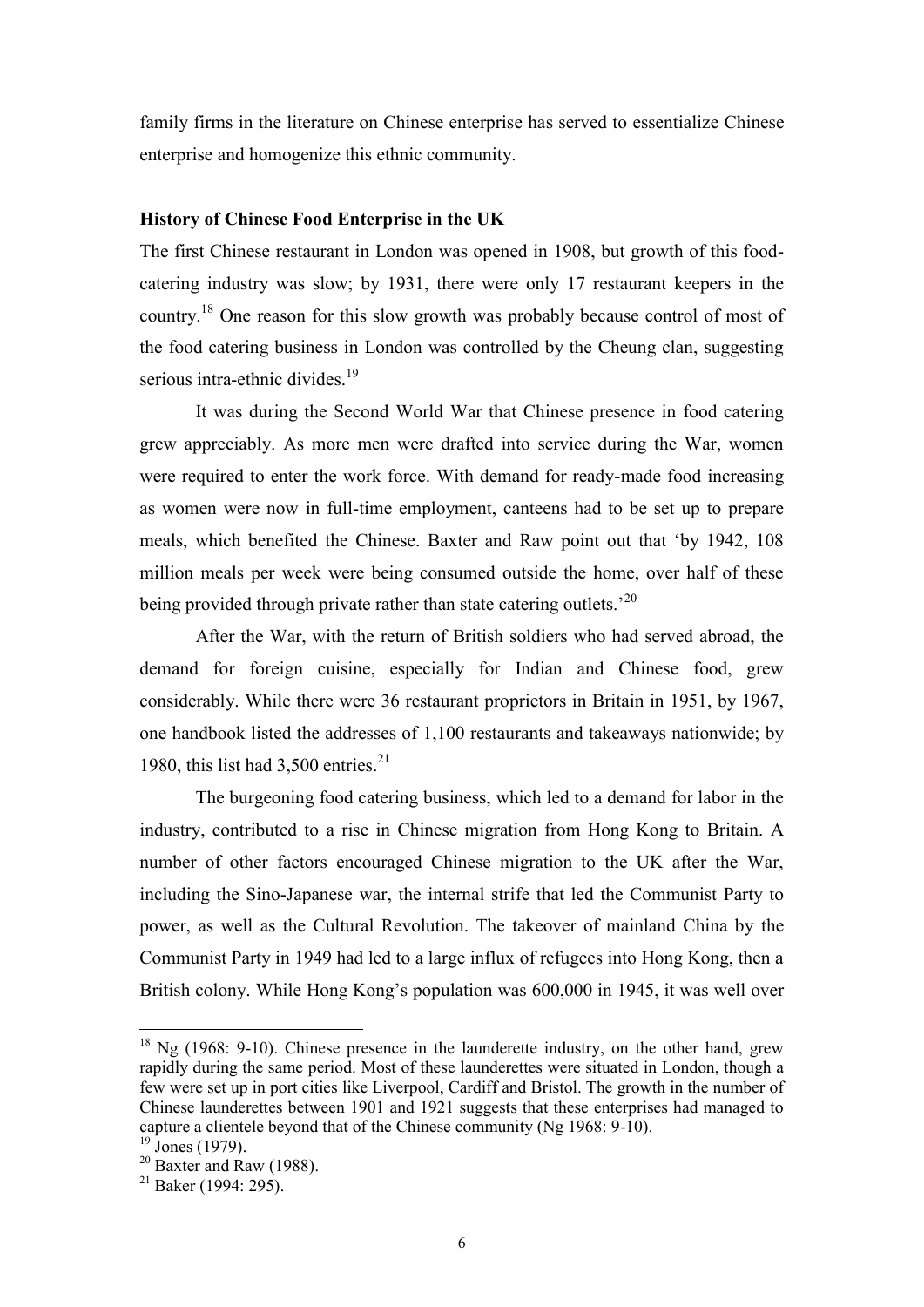family firms in the literature on Chinese enterprise has served to essentialize Chinese enterprise and homogenize this ethnic community.

**History of Chinese Food Enterprise in the UK**

The first Chinese restaurant in London was opened in 1908, but growth of this food-catering industry was slow; by 1931, there were only 17 restaurant keepers in the country.[18] One reason for this slow growth was probably because control of most of the food catering business in London was controlled by the Cheung clan, suggesting serious intra-ethnic divides.[19]

It was during the Second World War that Chinese presence in food catering grew appreciably. As more men were drafted into service during the War, women were required to enter the work force. With demand for ready-made food increasing as women were now in full-time employment, canteens had to be set up to prepare meals, which benefited the Chinese. Baxter and Raw point out that 'by 1942, 108 million meals per week were being consumed outside the home, over half of these being provided through private rather than state catering outlets.'[20]

After the War, with the return of British soldiers who had served abroad, the demand for foreign cuisine, especially for Indian and Chinese food, grew considerably. While there were 36 restaurant proprietors in Britain in 1951, by 1967, one handbook listed the addresses of 1,100 restaurants and takeaways nationwide; by 1980, this list had 3,500 entries.[21]

The burgeoning food catering business, which led to a demand for labor in the industry, contributed to a rise in Chinese migration from Hong Kong to Britain. A number of other factors encouraged Chinese migration to the UK after the War, including the Sino-Japanese war, the internal strife that led the Communist Party to power, as well as the Cultural Revolution. The takeover of mainland China by the Communist Party in 1949 had led to a large influx of refugees into Hong Kong, then a British colony. While Hong Kong's population was 600,000 in 1945, it was well over

---

[18] Ng (1968: 9-10). Chinese presence in the launderette industry, on the other hand, grew rapidly during the same period. Most of these launderettes were situated in London, though a few were set up in port cities like Liverpool, Cardiff and Bristol. The growth in the number of Chinese launderettes between 1901 and 1921 suggests that these enterprises had managed to capture a clientele beyond that of the Chinese community (Ng 1968: 9-10).

[19] Jones (1979).

[20] Baxter and Raw (1988).

[21] Baker (1994: 295).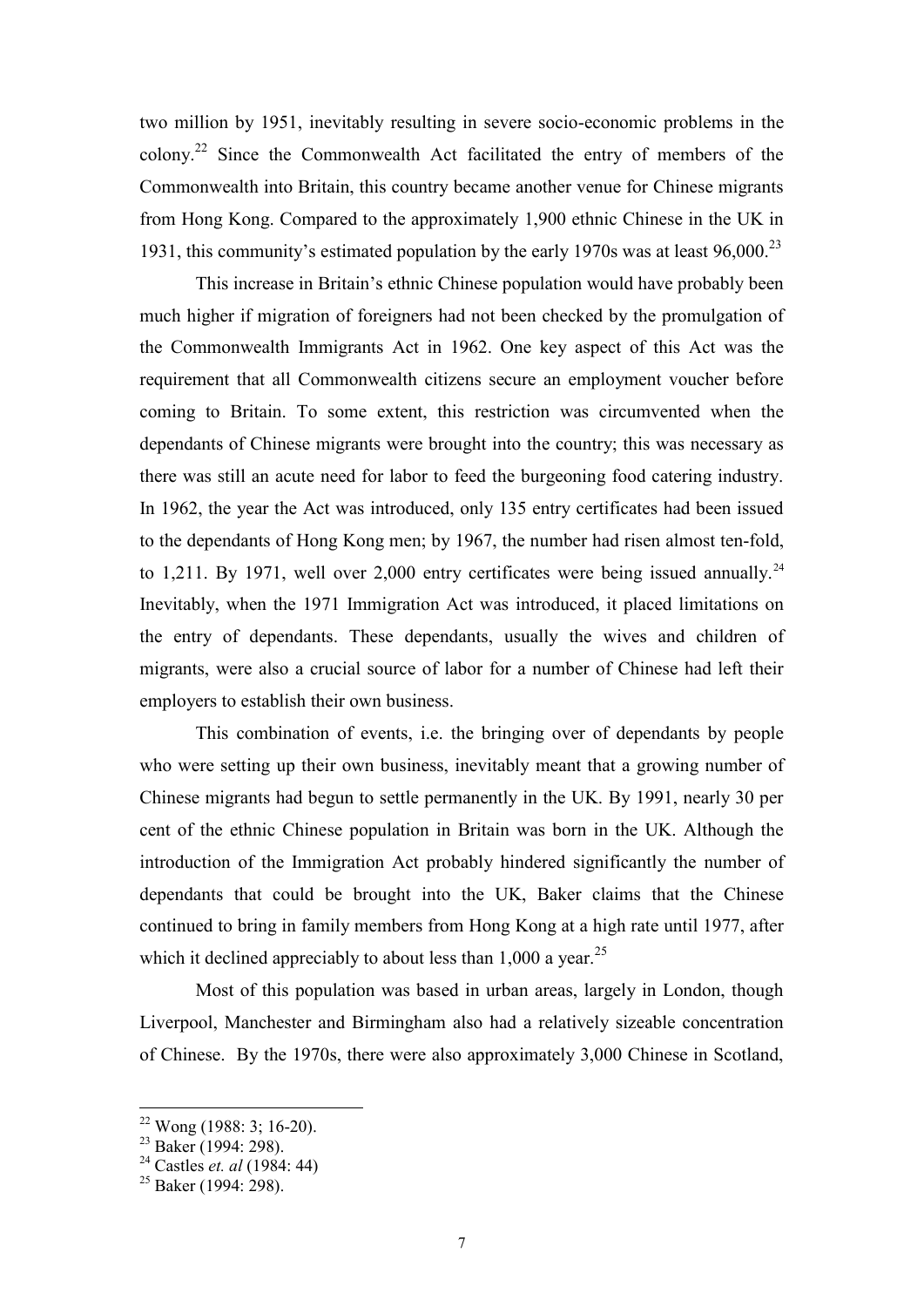two million by 1951, inevitably resulting in severe socio-economic problems in the colony.[22] Since the Commonwealth Act facilitated the entry of members of the Commonwealth into Britain, this country became another venue for Chinese migrants from Hong Kong. Compared to the approximately 1,900 ethnic Chinese in the UK in 1931, this community's estimated population by the early 1970s was at least 96,000.[23]

This increase in Britain's ethnic Chinese population would have probably been much higher if migration of foreigners had not been checked by the promulgation of the Commonwealth Immigrants Act in 1962. One key aspect of this Act was the requirement that all Commonwealth citizens secure an employment voucher before coming to Britain. To some extent, this restriction was circumvented when the dependants of Chinese migrants were brought into the country; this was necessary as there was still an acute need for labor to feed the burgeoning food catering industry. In 1962, the year the Act was introduced, only 135 entry certificates had been issued to the dependants of Hong Kong men; by 1967, the number had risen almost ten-fold, to 1,211. By 1971, well over 2,000 entry certificates were being issued annually.[24] Inevitably, when the 1971 Immigration Act was introduced, it placed limitations on the entry of dependants. These dependants, usually the wives and children of migrants, were also a crucial source of labor for a number of Chinese had left their employers to establish their own business.

This combination of events, i.e. the bringing over of dependants by people who were setting up their own business, inevitably meant that a growing number of Chinese migrants had begun to settle permanently in the UK. By 1991, nearly 30 per cent of the ethnic Chinese population in Britain was born in the UK. Although the introduction of the Immigration Act probably hindered significantly the number of dependants that could be brought into the UK, Baker claims that the Chinese continued to bring in family members from Hong Kong at a high rate until 1977, after which it declined appreciably to about less than 1,000 a year.[25]

Most of this population was based in urban areas, largely in London, though Liverpool, Manchester and Birmingham also had a relatively sizeable concentration of Chinese. By the 1970s, there were also approximately 3,000 Chinese in Scotland,

---

[22] Wong (1988: 3; 16-20).

[23] Baker (1994: 298).

[24] Castles *et. al* (1984: 44)

[25] Baker (1994: 298).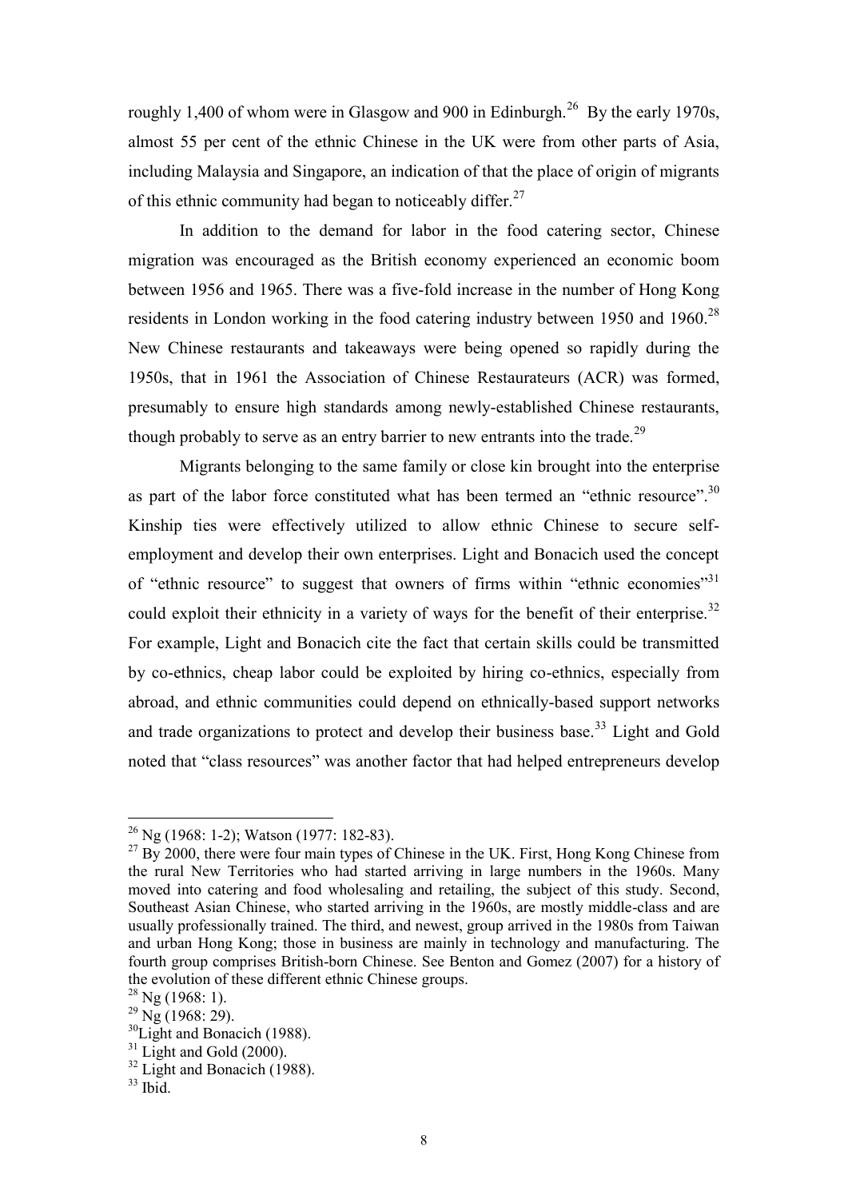roughly 1,400 of whom were in Glasgow and 900 in Edinburgh.[26] By the early 1970s, almost 55 per cent of the ethnic Chinese in the UK were from other parts of Asia, including Malaysia and Singapore, an indication of that the place of origin of migrants of this ethnic community had began to noticeably differ.[27]

In addition to the demand for labor in the food catering sector, Chinese migration was encouraged as the British economy experienced an economic boom between 1956 and 1965. There was a five-fold increase in the number of Hong Kong residents in London working in the food catering industry between 1950 and 1960.[28] New Chinese restaurants and takeaways were being opened so rapidly during the 1950s, that in 1961 the Association of Chinese Restaurateurs (ACR) was formed, presumably to ensure high standards among newly-established Chinese restaurants, though probably to serve as an entry barrier to new entrants into the trade.[29]

Migrants belonging to the same family or close kin brought into the enterprise as part of the labor force constituted what has been termed an "ethnic resource".[30] Kinship ties were effectively utilized to allow ethnic Chinese to secure self-employment and develop their own enterprises. Light and Bonacich used the concept of "ethnic resource" to suggest that owners of firms within "ethnic economies"[31] could exploit their ethnicity in a variety of ways for the benefit of their enterprise.[32] For example, Light and Bonacich cite the fact that certain skills could be transmitted by co-ethnics, cheap labor could be exploited by hiring co-ethnics, especially from abroad, and ethnic communities could depend on ethnically-based support networks and trade organizations to protect and develop their business base.[33] Light and Gold noted that "class resources" was another factor that had helped entrepreneurs develop

---

[26] Ng (1968: 1-2); Watson (1977: 182-83).

[27] By 2000, there were four main types of Chinese in the UK. First, Hong Kong Chinese from the rural New Territories who had started arriving in large numbers in the 1960s. Many moved into catering and food wholesaling and retailing, the subject of this study. Second, Southeast Asian Chinese, who started arriving in the 1960s, are mostly middle-class and are usually professionally trained. The third, and newest, group arrived in the 1980s from Taiwan and urban Hong Kong; those in business are mainly in technology and manufacturing. The fourth group comprises British-born Chinese. See Benton and Gomez (2007) for a history of the evolution of these different ethnic Chinese groups.

[28] Ng (1968: 1).

[29] Ng (1968: 29).

[30] Light and Bonacich (1988).

[31] Light and Gold (2000).

[32] Light and Bonacich (1988).

[33] Ibid.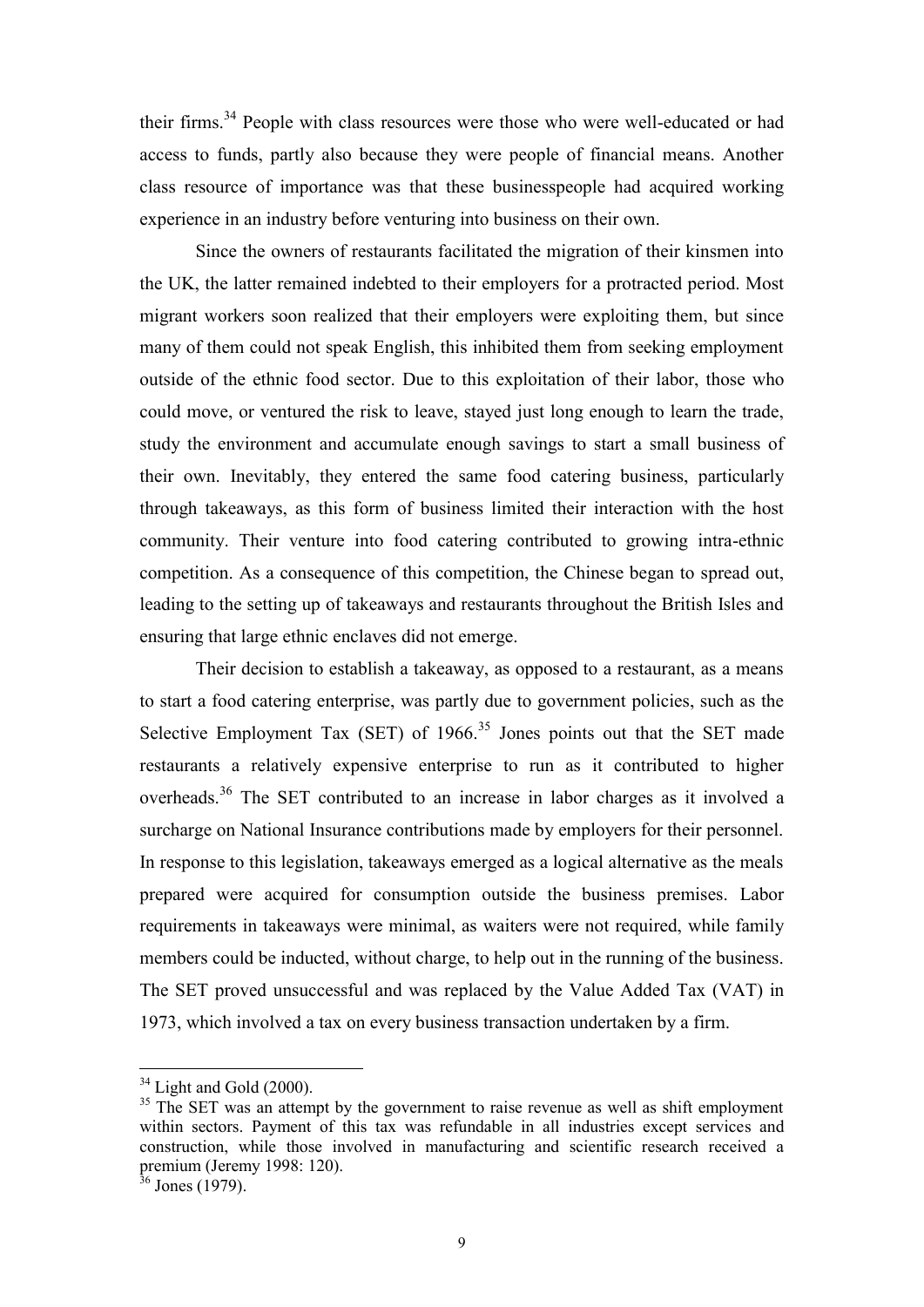their firms.[34] People with class resources were those who were well-educated or had access to funds, partly also because they were people of financial means. Another class resource of importance was that these businesspeople had acquired working experience in an industry before venturing into business on their own.

Since the owners of restaurants facilitated the migration of their kinsmen into the UK, the latter remained indebted to their employers for a protracted period. Most migrant workers soon realized that their employers were exploiting them, but since many of them could not speak English, this inhibited them from seeking employment outside of the ethnic food sector. Due to this exploitation of their labor, those who could move, or ventured the risk to leave, stayed just long enough to learn the trade, study the environment and accumulate enough savings to start a small business of their own. Inevitably, they entered the same food catering business, particularly through takeaways, as this form of business limited their interaction with the host community. Their venture into food catering contributed to growing intra-ethnic competition. As a consequence of this competition, the Chinese began to spread out, leading to the setting up of takeaways and restaurants throughout the British Isles and ensuring that large ethnic enclaves did not emerge.

Their decision to establish a takeaway, as opposed to a restaurant, as a means to start a food catering enterprise, was partly due to government policies, such as the Selective Employment Tax (SET) of 1966.[35] Jones points out that the SET made restaurants a relatively expensive enterprise to run as it contributed to higher overheads.[36] The SET contributed to an increase in labor charges as it involved a surcharge on National Insurance contributions made by employers for their personnel. In response to this legislation, takeaways emerged as a logical alternative as the meals prepared were acquired for consumption outside the business premises. Labor requirements in takeaways were minimal, as waiters were not required, while family members could be inducted, without charge, to help out in the running of the business. The SET proved unsuccessful and was replaced by the Value Added Tax (VAT) in 1973, which involved a tax on every business transaction undertaken by a firm.

---

[34] Light and Gold (2000).

[35] The SET was an attempt by the government to raise revenue as well as shift employment within sectors. Payment of this tax was refundable in all industries except services and construction, while those involved in manufacturing and scientific research received a premium (Jeremy 1998: 120).

[36] Jones (1979).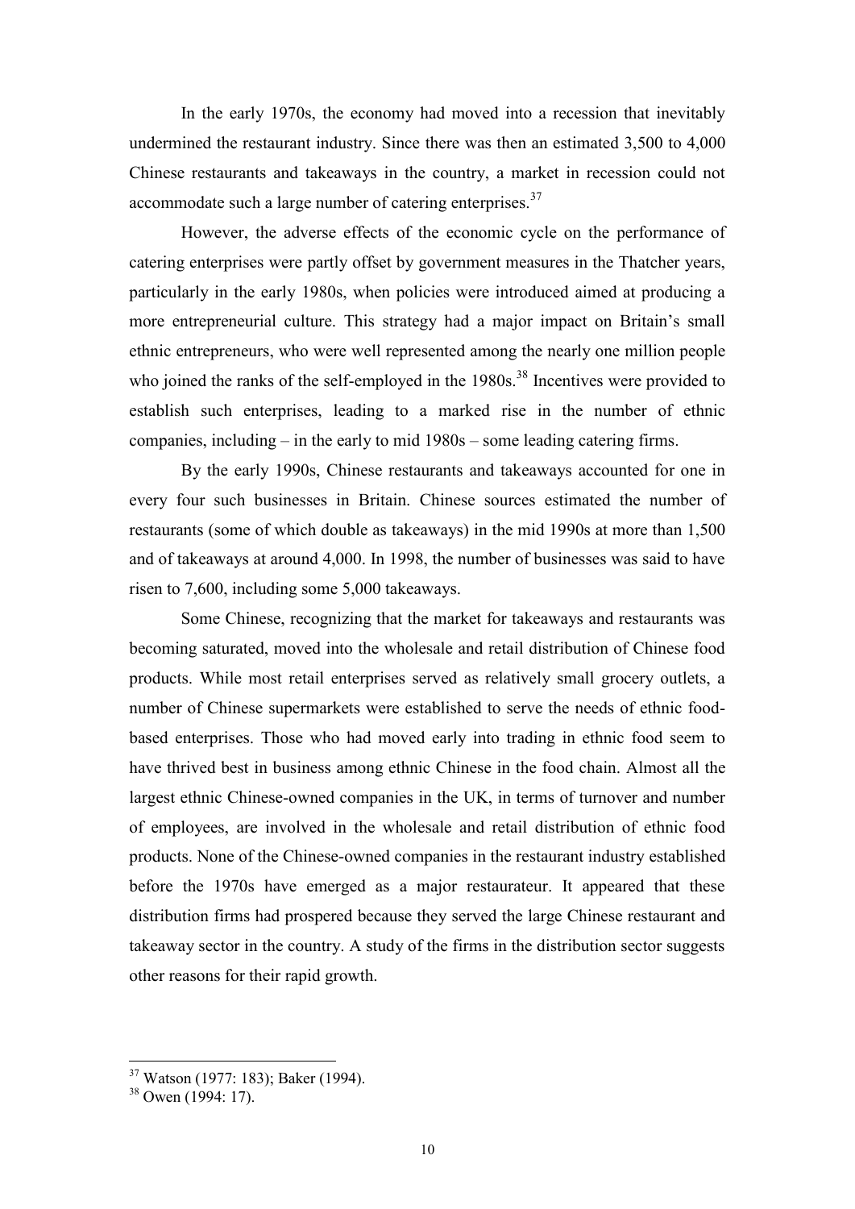In the early 1970s, the economy had moved into a recession that inevitably undermined the restaurant industry. Since there was then an estimated 3,500 to 4,000 Chinese restaurants and takeaways in the country, a market in recession could not accommodate such a large number of catering enterprises.[37]

However, the adverse effects of the economic cycle on the performance of catering enterprises were partly offset by government measures in the Thatcher years, particularly in the early 1980s, when policies were introduced aimed at producing a more entrepreneurial culture. This strategy had a major impact on Britain's small ethnic entrepreneurs, who were well represented among the nearly one million people who joined the ranks of the self-employed in the 1980s.[38] Incentives were provided to establish such enterprises, leading to a marked rise in the number of ethnic companies, including – in the early to mid 1980s – some leading catering firms.

By the early 1990s, Chinese restaurants and takeaways accounted for one in every four such businesses in Britain. Chinese sources estimated the number of restaurants (some of which double as takeaways) in the mid 1990s at more than 1,500 and of takeaways at around 4,000. In 1998, the number of businesses was said to have risen to 7,600, including some 5,000 takeaways.

Some Chinese, recognizing that the market for takeaways and restaurants was becoming saturated, moved into the wholesale and retail distribution of Chinese food products. While most retail enterprises served as relatively small grocery outlets, a number of Chinese supermarkets were established to serve the needs of ethnic food-based enterprises. Those who had moved early into trading in ethnic food seem to have thrived best in business among ethnic Chinese in the food chain. Almost all the largest ethnic Chinese-owned companies in the UK, in terms of turnover and number of employees, are involved in the wholesale and retail distribution of ethnic food products. None of the Chinese-owned companies in the restaurant industry established before the 1970s have emerged as a major restaurateur. It appeared that these distribution firms had prospered because they served the large Chinese restaurant and takeaway sector in the country. A study of the firms in the distribution sector suggests other reasons for their rapid growth.

---

[37] Watson (1977: 183); Baker (1994).

[38] Owen (1994: 17).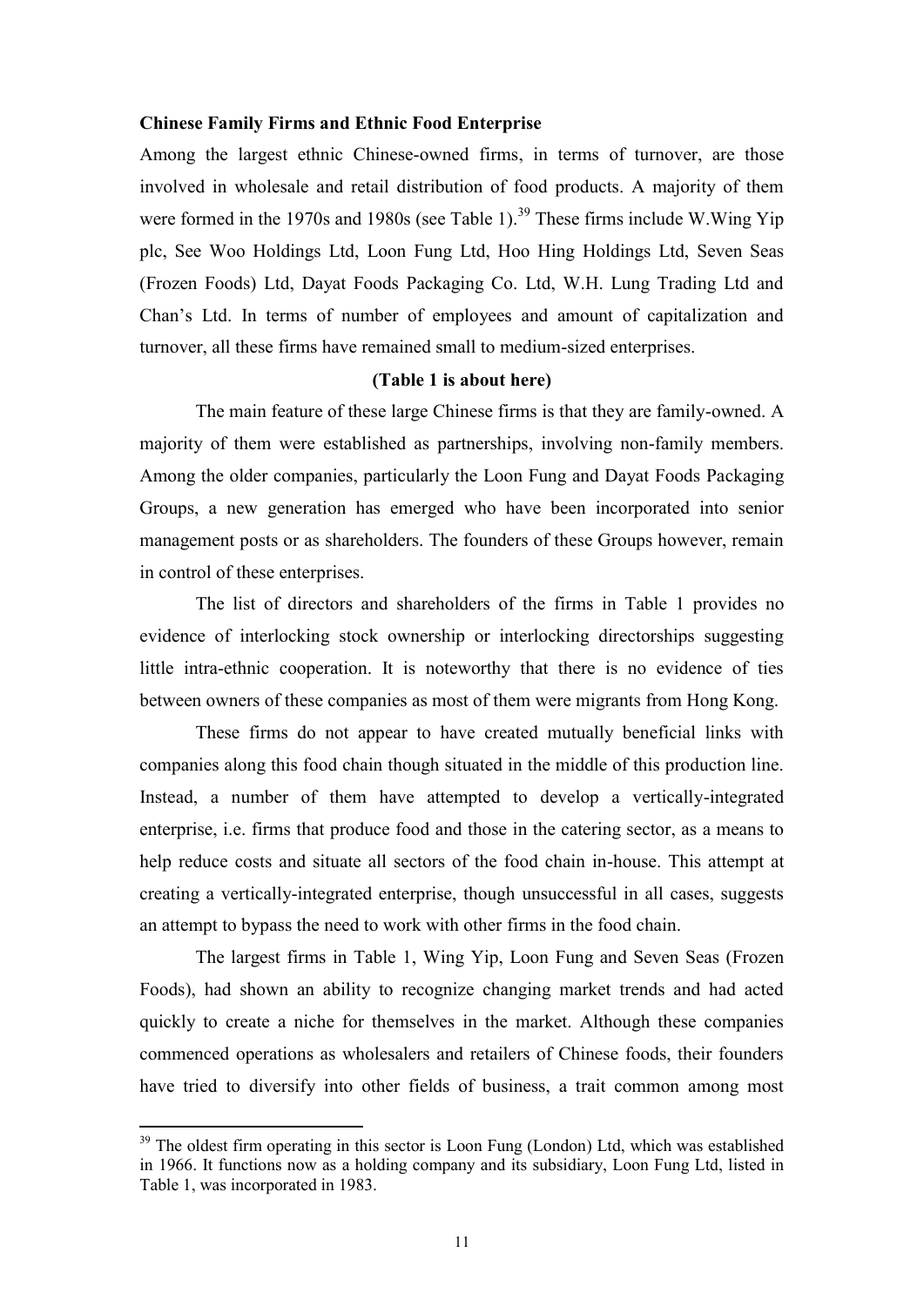**Chinese Family Firms and Ethnic Food Enterprise**

Among the largest ethnic Chinese-owned firms, in terms of turnover, are those involved in wholesale and retail distribution of food products. A majority of them were formed in the 1970s and 1980s (see Table 1).[39] These firms include W.Wing Yip plc, See Woo Holdings Ltd, Loon Fung Ltd, Hoo Hing Holdings Ltd, Seven Seas (Frozen Foods) Ltd, Dayat Foods Packaging Co. Ltd, W.H. Lung Trading Ltd and Chan's Ltd. In terms of number of employees and amount of capitalization and turnover, all these firms have remained small to medium-sized enterprises.

**(Table 1 is about here)**

The main feature of these large Chinese firms is that they are family-owned. A majority of them were established as partnerships, involving non-family members. Among the older companies, particularly the Loon Fung and Dayat Foods Packaging Groups, a new generation has emerged who have been incorporated into senior management posts or as shareholders. The founders of these Groups however, remain in control of these enterprises.

The list of directors and shareholders of the firms in Table 1 provides no evidence of interlocking stock ownership or interlocking directorships suggesting little intra-ethnic cooperation. It is noteworthy that there is no evidence of ties between owners of these companies as most of them were migrants from Hong Kong.

These firms do not appear to have created mutually beneficial links with companies along this food chain though situated in the middle of this production line. Instead, a number of them have attempted to develop a vertically-integrated enterprise, i.e. firms that produce food and those in the catering sector, as a means to help reduce costs and situate all sectors of the food chain in-house. This attempt at creating a vertically-integrated enterprise, though unsuccessful in all cases, suggests an attempt to bypass the need to work with other firms in the food chain.

The largest firms in Table 1, Wing Yip, Loon Fung and Seven Seas (Frozen Foods), had shown an ability to recognize changing market trends and had acted quickly to create a niche for themselves in the market. Although these companies commenced operations as wholesalers and retailers of Chinese foods, their founders have tried to diversify into other fields of business, a trait common among most

[39] The oldest firm operating in this sector is Loon Fung (London) Ltd, which was established in 1966. It functions now as a holding company and its subsidiary, Loon Fung Ltd, listed in Table 1, was incorporated in 1983.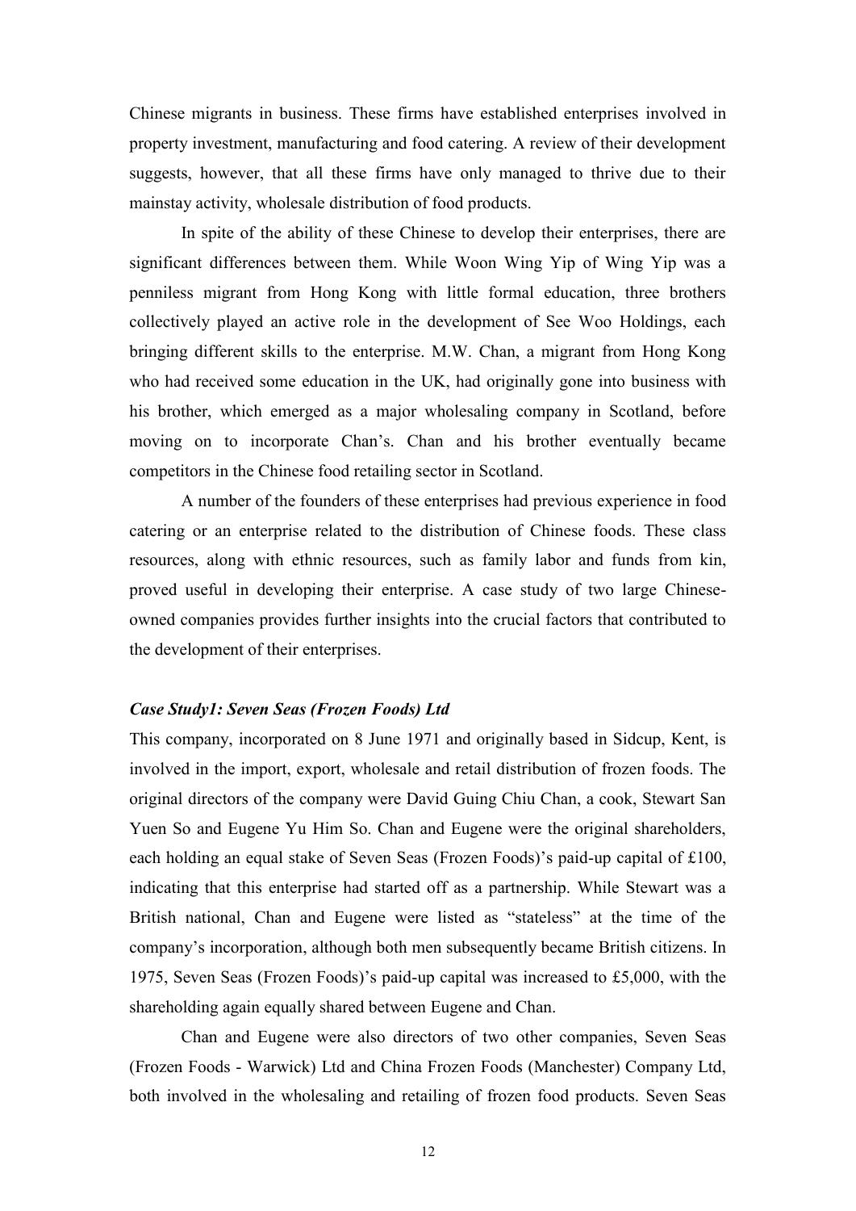Chinese migrants in business. These firms have established enterprises involved in property investment, manufacturing and food catering. A review of their development suggests, however, that all these firms have only managed to thrive due to their mainstay activity, wholesale distribution of food products.

In spite of the ability of these Chinese to develop their enterprises, there are significant differences between them. While Woon Wing Yip of Wing Yip was a penniless migrant from Hong Kong with little formal education, three brothers collectively played an active role in the development of See Woo Holdings, each bringing different skills to the enterprise. M.W. Chan, a migrant from Hong Kong who had received some education in the UK, had originally gone into business with his brother, which emerged as a major wholesaling company in Scotland, before moving on to incorporate Chan's. Chan and his brother eventually became competitors in the Chinese food retailing sector in Scotland.

A number of the founders of these enterprises had previous experience in food catering or an enterprise related to the distribution of Chinese foods. These class resources, along with ethnic resources, such as family labor and funds from kin, proved useful in developing their enterprise. A case study of two large Chinese-owned companies provides further insights into the crucial factors that contributed to the development of their enterprises.

### *Case Study1: Seven Seas (Frozen Foods) Ltd*

This company, incorporated on 8 June 1971 and originally based in Sidcup, Kent, is involved in the import, export, wholesale and retail distribution of frozen foods. The original directors of the company were David Guing Chiu Chan, a cook, Stewart San Yuen So and Eugene Yu Him So. Chan and Eugene were the original shareholders, each holding an equal stake of Seven Seas (Frozen Foods)'s paid-up capital of £100, indicating that this enterprise had started off as a partnership. While Stewart was a British national, Chan and Eugene were listed as "stateless" at the time of the company's incorporation, although both men subsequently became British citizens. In 1975, Seven Seas (Frozen Foods)'s paid-up capital was increased to £5,000, with the shareholding again equally shared between Eugene and Chan.

Chan and Eugene were also directors of two other companies, Seven Seas (Frozen Foods - Warwick) Ltd and China Frozen Foods (Manchester) Company Ltd, both involved in the wholesaling and retailing of frozen food products. Seven Seas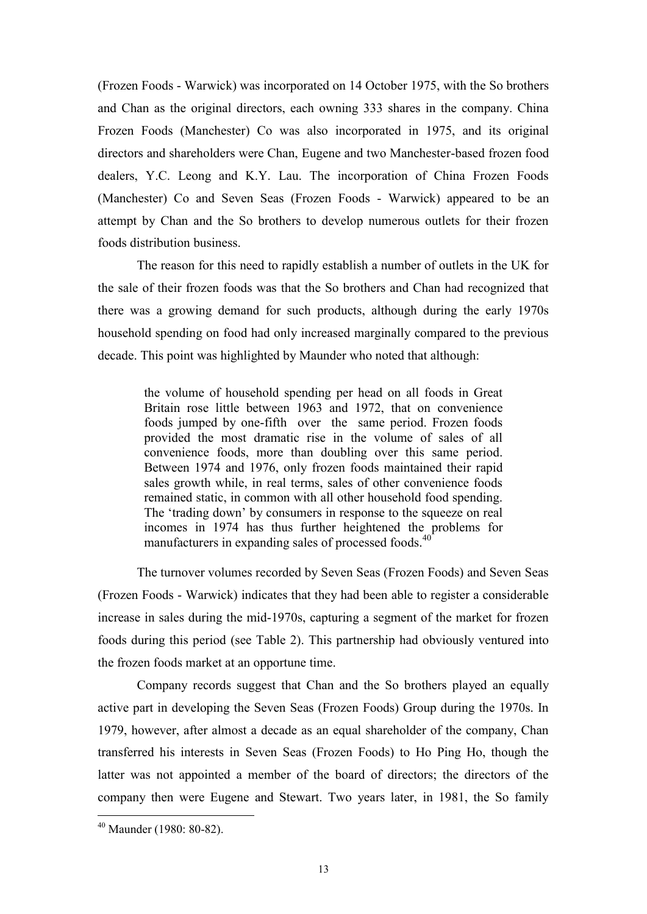(Frozen Foods - Warwick) was incorporated on 14 October 1975, with the So brothers and Chan as the original directors, each owning 333 shares in the company. China Frozen Foods (Manchester) Co was also incorporated in 1975, and its original directors and shareholders were Chan, Eugene and two Manchester-based frozen food dealers, Y.C. Leong and K.Y. Lau. The incorporation of China Frozen Foods (Manchester) Co and Seven Seas (Frozen Foods - Warwick) appeared to be an attempt by Chan and the So brothers to develop numerous outlets for their frozen foods distribution business.

The reason for this need to rapidly establish a number of outlets in the UK for the sale of their frozen foods was that the So brothers and Chan had recognized that there was a growing demand for such products, although during the early 1970s household spending on food had only increased marginally compared to the previous decade. This point was highlighted by Maunder who noted that although:

> the volume of household spending per head on all foods in Great Britain rose little between 1963 and 1972, that on convenience foods jumped by one-fifth over the same period. Frozen foods provided the most dramatic rise in the volume of sales of all convenience foods, more than doubling over this same period. Between 1974 and 1976, only frozen foods maintained their rapid sales growth while, in real terms, sales of other convenience foods remained static, in common with all other household food spending. The 'trading down' by consumers in response to the squeeze on real incomes in 1974 has thus further heightened the problems for manufacturers in expanding sales of processed foods.[40]

The turnover volumes recorded by Seven Seas (Frozen Foods) and Seven Seas (Frozen Foods - Warwick) indicates that they had been able to register a considerable increase in sales during the mid-1970s, capturing a segment of the market for frozen foods during this period (see Table 2). This partnership had obviously ventured into the frozen foods market at an opportune time.

Company records suggest that Chan and the So brothers played an equally active part in developing the Seven Seas (Frozen Foods) Group during the 1970s. In 1979, however, after almost a decade as an equal shareholder of the company, Chan transferred his interests in Seven Seas (Frozen Foods) to Ho Ping Ho, though the latter was not appointed a member of the board of directors; the directors of the company then were Eugene and Stewart. Two years later, in 1981, the So family

---

[40] Maunder (1980: 80-82).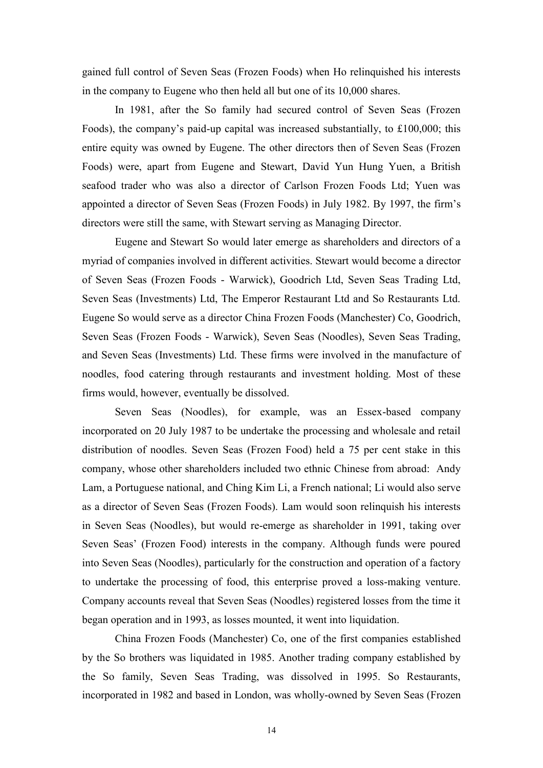gained full control of Seven Seas (Frozen Foods) when Ho relinquished his interests in the company to Eugene who then held all but one of its 10,000 shares.

In 1981, after the So family had secured control of Seven Seas (Frozen Foods), the company's paid-up capital was increased substantially, to £100,000; this entire equity was owned by Eugene. The other directors then of Seven Seas (Frozen Foods) were, apart from Eugene and Stewart, David Yun Hung Yuen, a British seafood trader who was also a director of Carlson Frozen Foods Ltd; Yuen was appointed a director of Seven Seas (Frozen Foods) in July 1982. By 1997, the firm's directors were still the same, with Stewart serving as Managing Director.

Eugene and Stewart So would later emerge as shareholders and directors of a myriad of companies involved in different activities. Stewart would become a director of Seven Seas (Frozen Foods - Warwick), Goodrich Ltd, Seven Seas Trading Ltd, Seven Seas (Investments) Ltd, The Emperor Restaurant Ltd and So Restaurants Ltd. Eugene So would serve as a director China Frozen Foods (Manchester) Co, Goodrich, Seven Seas (Frozen Foods - Warwick), Seven Seas (Noodles), Seven Seas Trading, and Seven Seas (Investments) Ltd. These firms were involved in the manufacture of noodles, food catering through restaurants and investment holding. Most of these firms would, however, eventually be dissolved.

Seven Seas (Noodles), for example, was an Essex-based company incorporated on 20 July 1987 to be undertake the processing and wholesale and retail distribution of noodles. Seven Seas (Frozen Food) held a 75 per cent stake in this company, whose other shareholders included two ethnic Chinese from abroad: Andy Lam, a Portuguese national, and Ching Kim Li, a French national; Li would also serve as a director of Seven Seas (Frozen Foods). Lam would soon relinquish his interests in Seven Seas (Noodles), but would re-emerge as shareholder in 1991, taking over Seven Seas' (Frozen Food) interests in the company. Although funds were poured into Seven Seas (Noodles), particularly for the construction and operation of a factory to undertake the processing of food, this enterprise proved a loss-making venture. Company accounts reveal that Seven Seas (Noodles) registered losses from the time it began operation and in 1993, as losses mounted, it went into liquidation.

China Frozen Foods (Manchester) Co, one of the first companies established by the So brothers was liquidated in 1985. Another trading company established by the So family, Seven Seas Trading, was dissolved in 1995. So Restaurants, incorporated in 1982 and based in London, was wholly-owned by Seven Seas (Frozen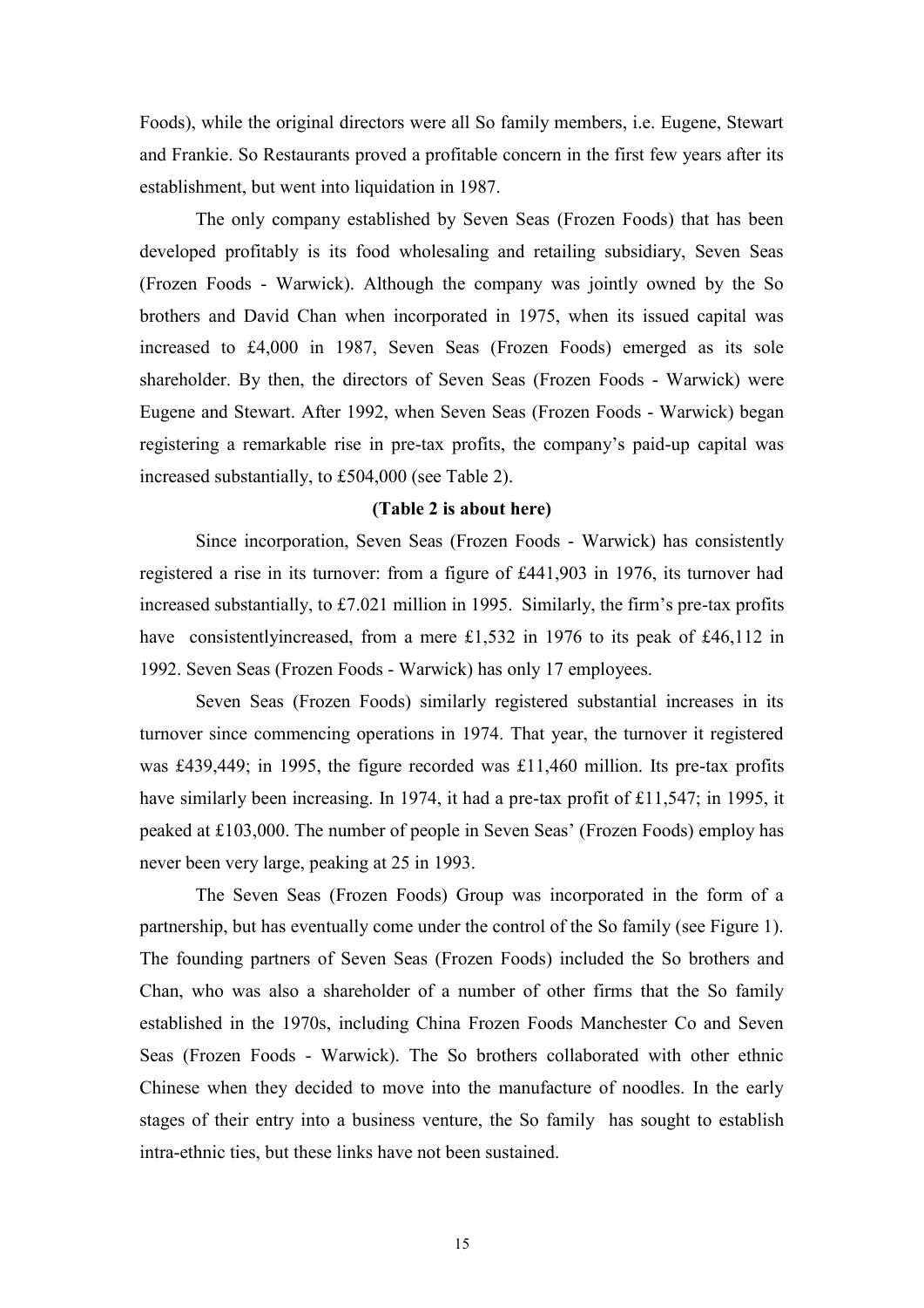Foods), while the original directors were all So family members, i.e. Eugene, Stewart and Frankie. So Restaurants proved a profitable concern in the first few years after its establishment, but went into liquidation in 1987.

The only company established by Seven Seas (Frozen Foods) that has been developed profitably is its food wholesaling and retailing subsidiary, Seven Seas (Frozen Foods - Warwick). Although the company was jointly owned by the So brothers and David Chan when incorporated in 1975, when its issued capital was increased to £4,000 in 1987, Seven Seas (Frozen Foods) emerged as its sole shareholder. By then, the directors of Seven Seas (Frozen Foods - Warwick) were Eugene and Stewart. After 1992, when Seven Seas (Frozen Foods - Warwick) began registering a remarkable rise in pre-tax profits, the company's paid-up capital was increased substantially, to £504,000 (see Table 2).

**(Table 2 is about here)**

Since incorporation, Seven Seas (Frozen Foods - Warwick) has consistently registered a rise in its turnover: from a figure of £441,903 in 1976, its turnover had increased substantially, to £7.021 million in 1995. Similarly, the firm's pre-tax profits have consistentlyincreased, from a mere £1,532 in 1976 to its peak of £46,112 in 1992. Seven Seas (Frozen Foods - Warwick) has only 17 employees.

Seven Seas (Frozen Foods) similarly registered substantial increases in its turnover since commencing operations in 1974. That year, the turnover it registered was £439,449; in 1995, the figure recorded was £11,460 million. Its pre-tax profits have similarly been increasing. In 1974, it had a pre-tax profit of £11,547; in 1995, it peaked at £103,000. The number of people in Seven Seas' (Frozen Foods) employ has never been very large, peaking at 25 in 1993.

The Seven Seas (Frozen Foods) Group was incorporated in the form of a partnership, but has eventually come under the control of the So family (see Figure 1). The founding partners of Seven Seas (Frozen Foods) included the So brothers and Chan, who was also a shareholder of a number of other firms that the So family established in the 1970s, including China Frozen Foods Manchester Co and Seven Seas (Frozen Foods - Warwick). The So brothers collaborated with other ethnic Chinese when they decided to move into the manufacture of noodles. In the early stages of their entry into a business venture, the So family has sought to establish intra-ethnic ties, but these links have not been sustained.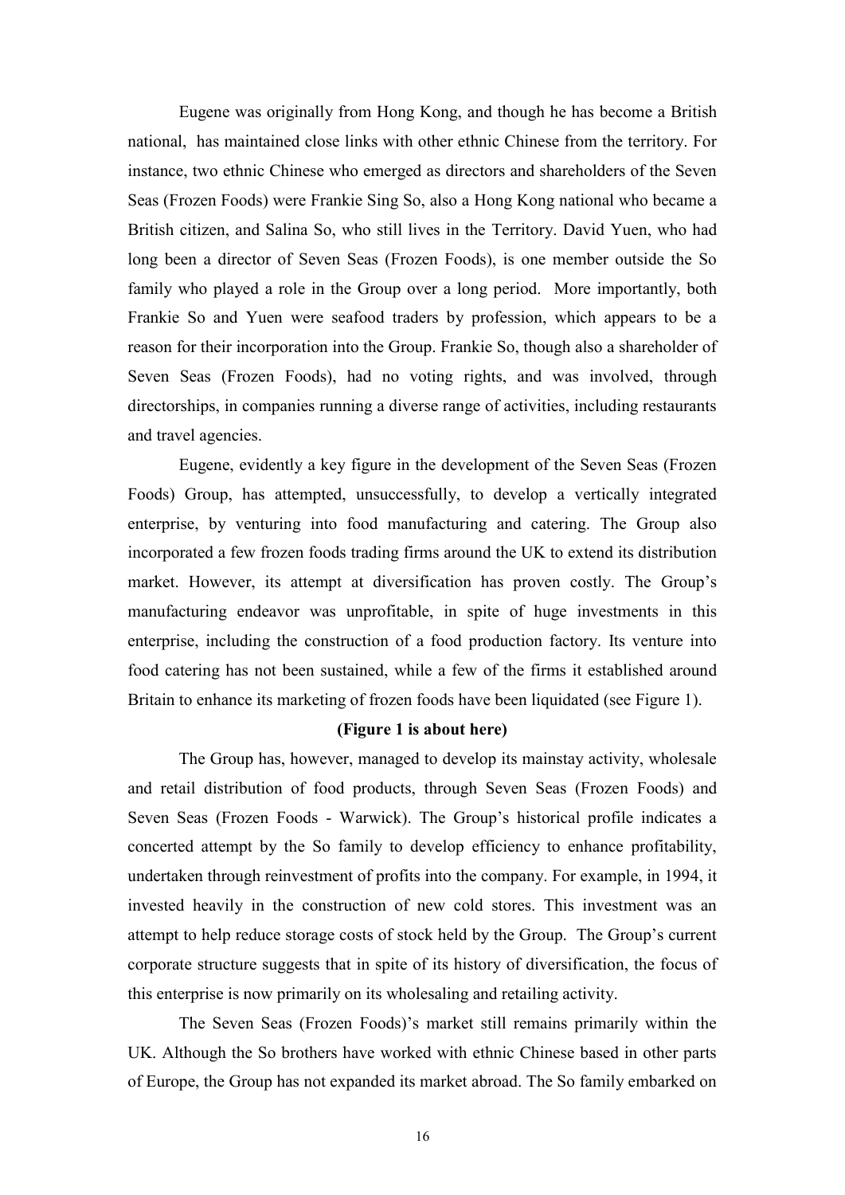Eugene was originally from Hong Kong, and though he has become a British national, has maintained close links with other ethnic Chinese from the territory. For instance, two ethnic Chinese who emerged as directors and shareholders of the Seven Seas (Frozen Foods) were Frankie Sing So, also a Hong Kong national who became a British citizen, and Salina So, who still lives in the Territory. David Yuen, who had long been a director of Seven Seas (Frozen Foods), is one member outside the So family who played a role in the Group over a long period. More importantly, both Frankie So and Yuen were seafood traders by profession, which appears to be a reason for their incorporation into the Group. Frankie So, though also a shareholder of Seven Seas (Frozen Foods), had no voting rights, and was involved, through directorships, in companies running a diverse range of activities, including restaurants and travel agencies.

Eugene, evidently a key figure in the development of the Seven Seas (Frozen Foods) Group, has attempted, unsuccessfully, to develop a vertically integrated enterprise, by venturing into food manufacturing and catering. The Group also incorporated a few frozen foods trading firms around the UK to extend its distribution market. However, its attempt at diversification has proven costly. The Group's manufacturing endeavor was unprofitable, in spite of huge investments in this enterprise, including the construction of a food production factory. Its venture into food catering has not been sustained, while a few of the firms it established around Britain to enhance its marketing of frozen foods have been liquidated (see Figure 1).

**(Figure 1 is about here)**

The Group has, however, managed to develop its mainstay activity, wholesale and retail distribution of food products, through Seven Seas (Frozen Foods) and Seven Seas (Frozen Foods - Warwick). The Group's historical profile indicates a concerted attempt by the So family to develop efficiency to enhance profitability, undertaken through reinvestment of profits into the company. For example, in 1994, it invested heavily in the construction of new cold stores. This investment was an attempt to help reduce storage costs of stock held by the Group. The Group's current corporate structure suggests that in spite of its history of diversification, the focus of this enterprise is now primarily on its wholesaling and retailing activity.

The Seven Seas (Frozen Foods)'s market still remains primarily within the UK. Although the So brothers have worked with ethnic Chinese based in other parts of Europe, the Group has not expanded its market abroad. The So family embarked on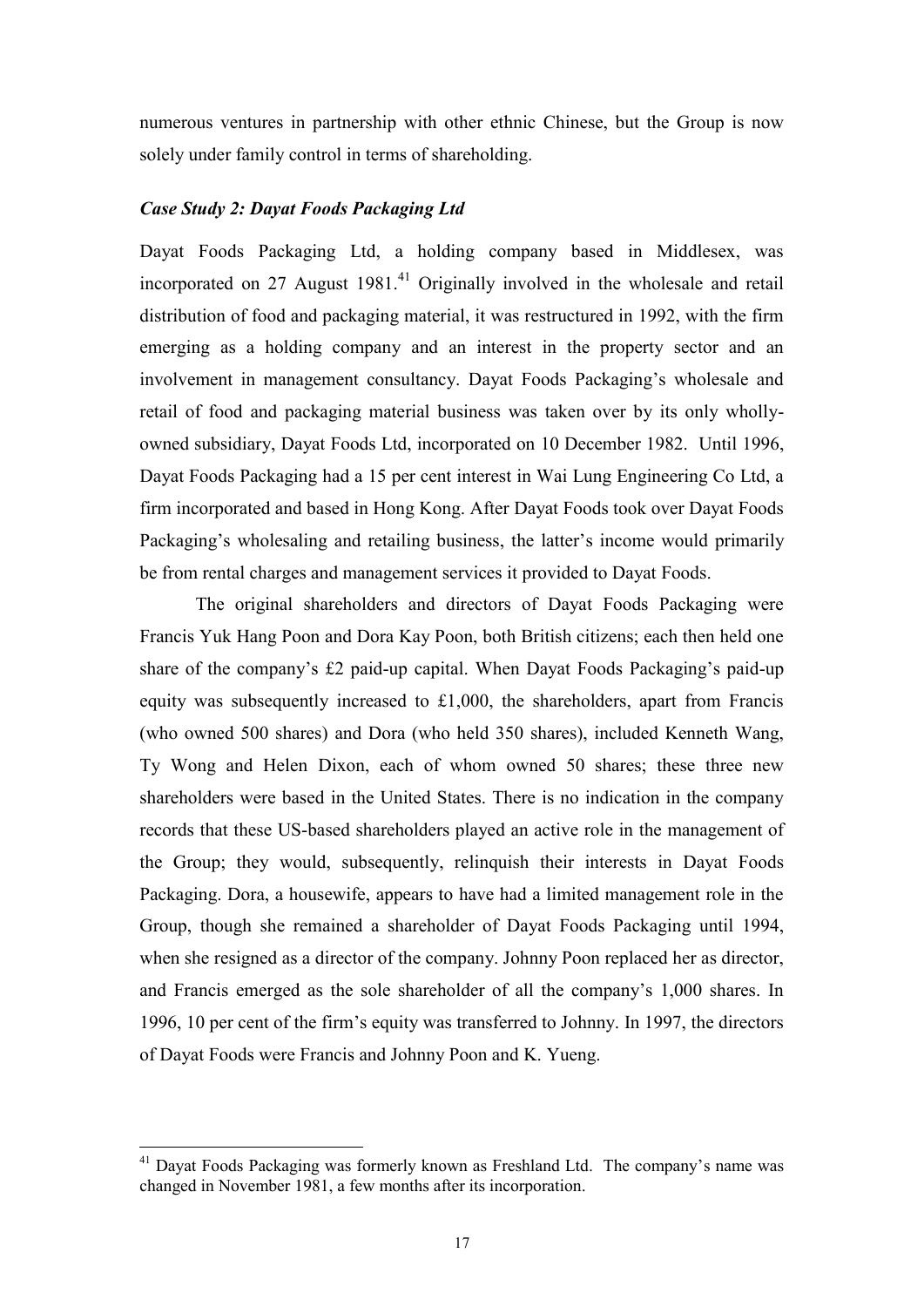numerous ventures in partnership with other ethnic Chinese, but the Group is now solely under family control in terms of shareholding.

### *Case Study 2: Dayat Foods Packaging Ltd*

Dayat Foods Packaging Ltd, a holding company based in Middlesex, was incorporated on 27 August 1981.[41] Originally involved in the wholesale and retail distribution of food and packaging material, it was restructured in 1992, with the firm emerging as a holding company and an interest in the property sector and an involvement in management consultancy. Dayat Foods Packaging's wholesale and retail of food and packaging material business was taken over by its only wholly-owned subsidiary, Dayat Foods Ltd, incorporated on 10 December 1982. Until 1996, Dayat Foods Packaging had a 15 per cent interest in Wai Lung Engineering Co Ltd, a firm incorporated and based in Hong Kong. After Dayat Foods took over Dayat Foods Packaging's wholesaling and retailing business, the latter's income would primarily be from rental charges and management services it provided to Dayat Foods.

The original shareholders and directors of Dayat Foods Packaging were Francis Yuk Hang Poon and Dora Kay Poon, both British citizens; each then held one share of the company's £2 paid-up capital. When Dayat Foods Packaging's paid-up equity was subsequently increased to £1,000, the shareholders, apart from Francis (who owned 500 shares) and Dora (who held 350 shares), included Kenneth Wang, Ty Wong and Helen Dixon, each of whom owned 50 shares; these three new shareholders were based in the United States. There is no indication in the company records that these US-based shareholders played an active role in the management of the Group; they would, subsequently, relinquish their interests in Dayat Foods Packaging. Dora, a housewife, appears to have had a limited management role in the Group, though she remained a shareholder of Dayat Foods Packaging until 1994, when she resigned as a director of the company. Johnny Poon replaced her as director, and Francis emerged as the sole shareholder of all the company's 1,000 shares. In 1996, 10 per cent of the firm's equity was transferred to Johnny. In 1997, the directors of Dayat Foods were Francis and Johnny Poon and K. Yueng.

---

[41] Dayat Foods Packaging was formerly known as Freshland Ltd. The company's name was changed in November 1981, a few months after its incorporation.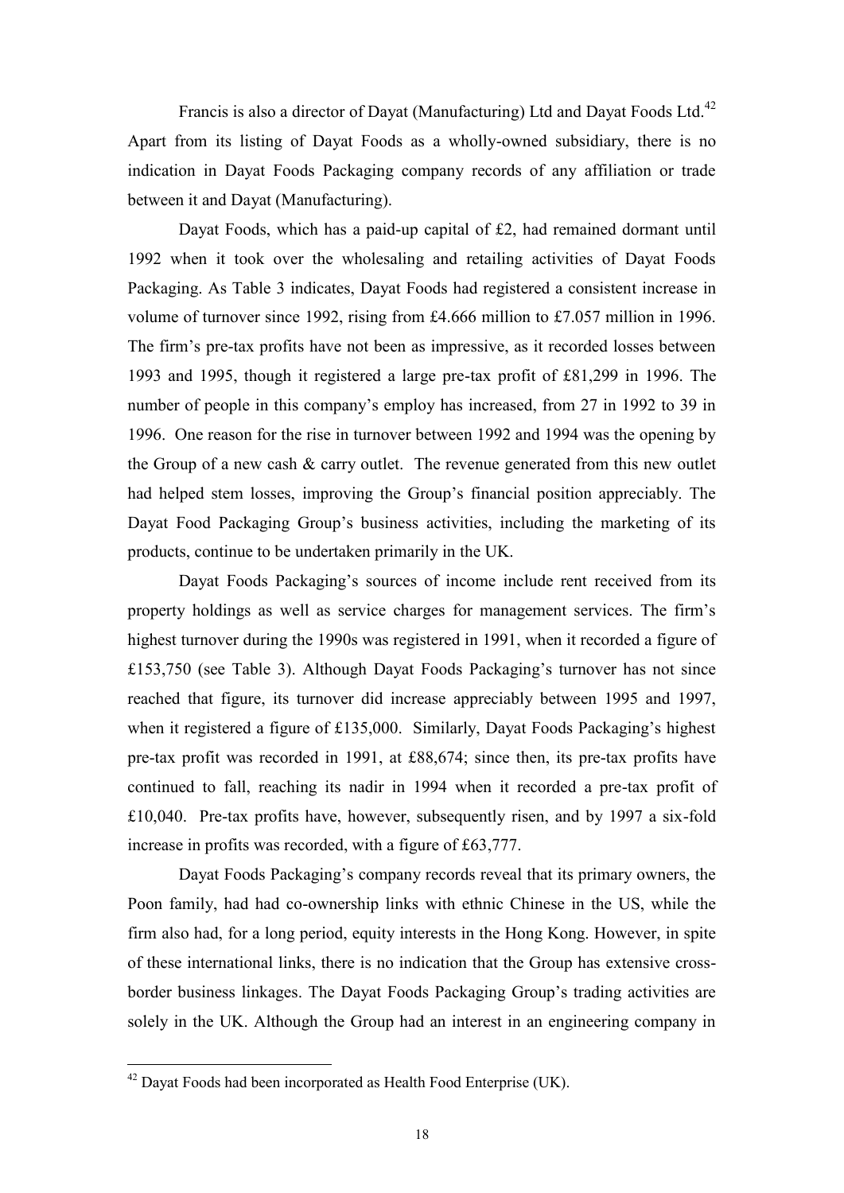Francis is also a director of Dayat (Manufacturing) Ltd and Dayat Foods Ltd.[42] Apart from its listing of Dayat Foods as a wholly-owned subsidiary, there is no indication in Dayat Foods Packaging company records of any affiliation or trade between it and Dayat (Manufacturing).

Dayat Foods, which has a paid-up capital of £2, had remained dormant until 1992 when it took over the wholesaling and retailing activities of Dayat Foods Packaging. As Table 3 indicates, Dayat Foods had registered a consistent increase in volume of turnover since 1992, rising from £4.666 million to £7.057 million in 1996. The firm's pre-tax profits have not been as impressive, as it recorded losses between 1993 and 1995, though it registered a large pre-tax profit of £81,299 in 1996. The number of people in this company's employ has increased, from 27 in 1992 to 39 in 1996. One reason for the rise in turnover between 1992 and 1994 was the opening by the Group of a new cash & carry outlet. The revenue generated from this new outlet had helped stem losses, improving the Group's financial position appreciably. The Dayat Food Packaging Group's business activities, including the marketing of its products, continue to be undertaken primarily in the UK.

Dayat Foods Packaging's sources of income include rent received from its property holdings as well as service charges for management services. The firm's highest turnover during the 1990s was registered in 1991, when it recorded a figure of £153,750 (see Table 3). Although Dayat Foods Packaging's turnover has not since reached that figure, its turnover did increase appreciably between 1995 and 1997, when it registered a figure of £135,000. Similarly, Dayat Foods Packaging's highest pre-tax profit was recorded in 1991, at £88,674; since then, its pre-tax profits have continued to fall, reaching its nadir in 1994 when it recorded a pre-tax profit of £10,040. Pre-tax profits have, however, subsequently risen, and by 1997 a six-fold increase in profits was recorded, with a figure of £63,777.

Dayat Foods Packaging's company records reveal that its primary owners, the Poon family, had had co-ownership links with ethnic Chinese in the US, while the firm also had, for a long period, equity interests in the Hong Kong. However, in spite of these international links, there is no indication that the Group has extensive cross-border business linkages. The Dayat Foods Packaging Group's trading activities are solely in the UK. Although the Group had an interest in an engineering company in

[42] Dayat Foods had been incorporated as Health Food Enterprise (UK).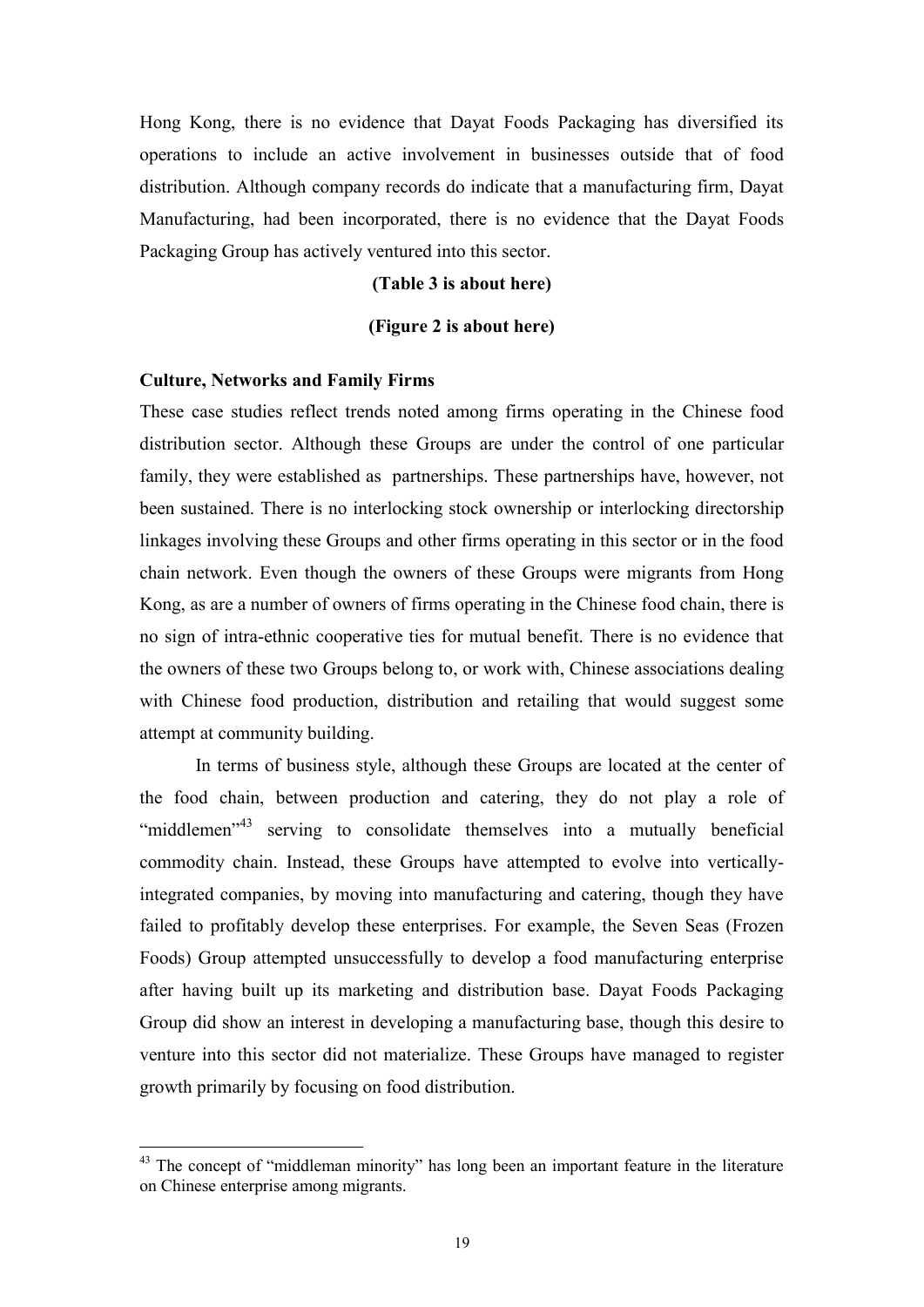Hong Kong, there is no evidence that Dayat Foods Packaging has diversified its operations to include an active involvement in businesses outside that of food distribution. Although company records do indicate that a manufacturing firm, Dayat Manufacturing, had been incorporated, there is no evidence that the Dayat Foods Packaging Group has actively ventured into this sector.

**(Table 3 is about here)**

**(Figure 2 is about here)**

**Culture, Networks and Family Firms**

These case studies reflect trends noted among firms operating in the Chinese food distribution sector. Although these Groups are under the control of one particular family, they were established as partnerships. These partnerships have, however, not been sustained. There is no interlocking stock ownership or interlocking directorship linkages involving these Groups and other firms operating in this sector or in the food chain network. Even though the owners of these Groups were migrants from Hong Kong, as are a number of owners of firms operating in the Chinese food chain, there is no sign of intra-ethnic cooperative ties for mutual benefit. There is no evidence that the owners of these two Groups belong to, or work with, Chinese associations dealing with Chinese food production, distribution and retailing that would suggest some attempt at community building.

In terms of business style, although these Groups are located at the center of the food chain, between production and catering, they do not play a role of "middlemen"[43] serving to consolidate themselves into a mutually beneficial commodity chain. Instead, these Groups have attempted to evolve into vertically-integrated companies, by moving into manufacturing and catering, though they have failed to profitably develop these enterprises. For example, the Seven Seas (Frozen Foods) Group attempted unsuccessfully to develop a food manufacturing enterprise after having built up its marketing and distribution base. Dayat Foods Packaging Group did show an interest in developing a manufacturing base, though this desire to venture into this sector did not materialize. These Groups have managed to register growth primarily by focusing on food distribution.

[43] The concept of "middleman minority" has long been an important feature in the literature on Chinese enterprise among migrants.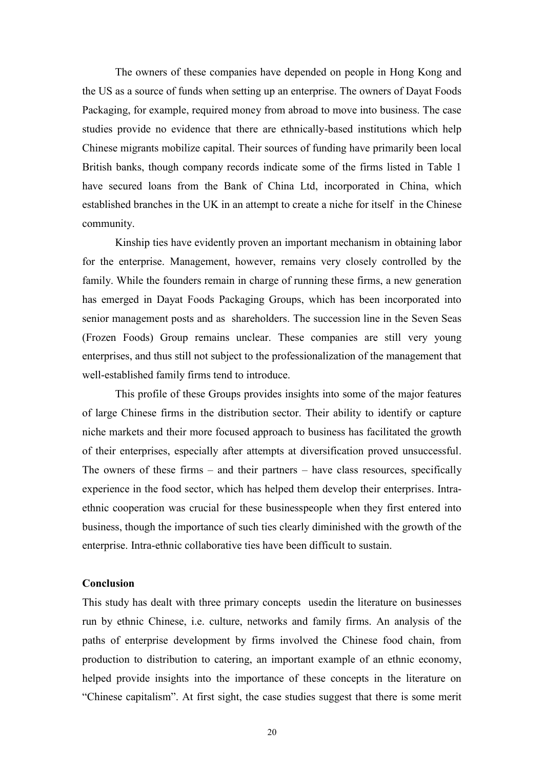The owners of these companies have depended on people in Hong Kong and the US as a source of funds when setting up an enterprise. The owners of Dayat Foods Packaging, for example, required money from abroad to move into business. The case studies provide no evidence that there are ethnically-based institutions which help Chinese migrants mobilize capital. Their sources of funding have primarily been local British banks, though company records indicate some of the firms listed in Table 1 have secured loans from the Bank of China Ltd, incorporated in China, which established branches in the UK in an attempt to create a niche for itself in the Chinese community.

Kinship ties have evidently proven an important mechanism in obtaining labor for the enterprise. Management, however, remains very closely controlled by the family. While the founders remain in charge of running these firms, a new generation has emerged in Dayat Foods Packaging Groups, which has been incorporated into senior management posts and as shareholders. The succession line in the Seven Seas (Frozen Foods) Group remains unclear. These companies are still very young enterprises, and thus still not subject to the professionalization of the management that well-established family firms tend to introduce.

This profile of these Groups provides insights into some of the major features of large Chinese firms in the distribution sector. Their ability to identify or capture niche markets and their more focused approach to business has facilitated the growth of their enterprises, especially after attempts at diversification proved unsuccessful. The owners of these firms – and their partners – have class resources, specifically experience in the food sector, which has helped them develop their enterprises. Intra-ethnic cooperation was crucial for these businesspeople when they first entered into business, though the importance of such ties clearly diminished with the growth of the enterprise. Intra-ethnic collaborative ties have been difficult to sustain.

## Conclusion

This study has dealt with three primary concepts usedin the literature on businesses run by ethnic Chinese, i.e. culture, networks and family firms. An analysis of the paths of enterprise development by firms involved the Chinese food chain, from production to distribution to catering, an important example of an ethnic economy, helped provide insights into the importance of these concepts in the literature on "Chinese capitalism". At first sight, the case studies suggest that there is some merit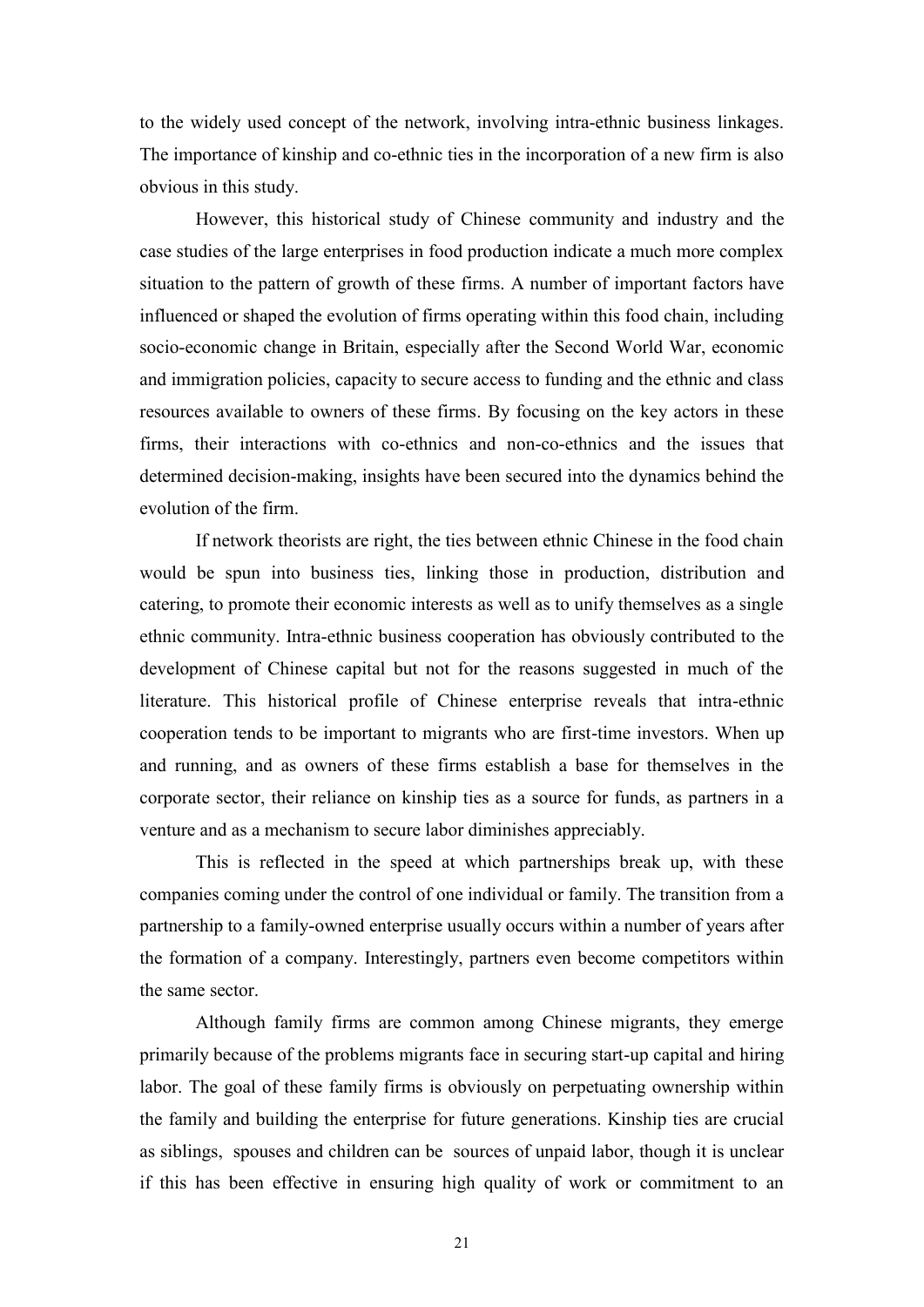to the widely used concept of the network, involving intra-ethnic business linkages. The importance of kinship and co-ethnic ties in the incorporation of a new firm is also obvious in this study.

However, this historical study of Chinese community and industry and the case studies of the large enterprises in food production indicate a much more complex situation to the pattern of growth of these firms. A number of important factors have influenced or shaped the evolution of firms operating within this food chain, including socio-economic change in Britain, especially after the Second World War, economic and immigration policies, capacity to secure access to funding and the ethnic and class resources available to owners of these firms. By focusing on the key actors in these firms, their interactions with co-ethnics and non-co-ethnics and the issues that determined decision-making, insights have been secured into the dynamics behind the evolution of the firm.

If network theorists are right, the ties between ethnic Chinese in the food chain would be spun into business ties, linking those in production, distribution and catering, to promote their economic interests as well as to unify themselves as a single ethnic community. Intra-ethnic business cooperation has obviously contributed to the development of Chinese capital but not for the reasons suggested in much of the literature. This historical profile of Chinese enterprise reveals that intra-ethnic cooperation tends to be important to migrants who are first-time investors. When up and running, and as owners of these firms establish a base for themselves in the corporate sector, their reliance on kinship ties as a source for funds, as partners in a venture and as a mechanism to secure labor diminishes appreciably.

This is reflected in the speed at which partnerships break up, with these companies coming under the control of one individual or family. The transition from a partnership to a family-owned enterprise usually occurs within a number of years after the formation of a company. Interestingly, partners even become competitors within the same sector.

Although family firms are common among Chinese migrants, they emerge primarily because of the problems migrants face in securing start-up capital and hiring labor. The goal of these family firms is obviously on perpetuating ownership within the family and building the enterprise for future generations. Kinship ties are crucial as siblings, spouses and children can be sources of unpaid labor, though it is unclear if this has been effective in ensuring high quality of work or commitment to an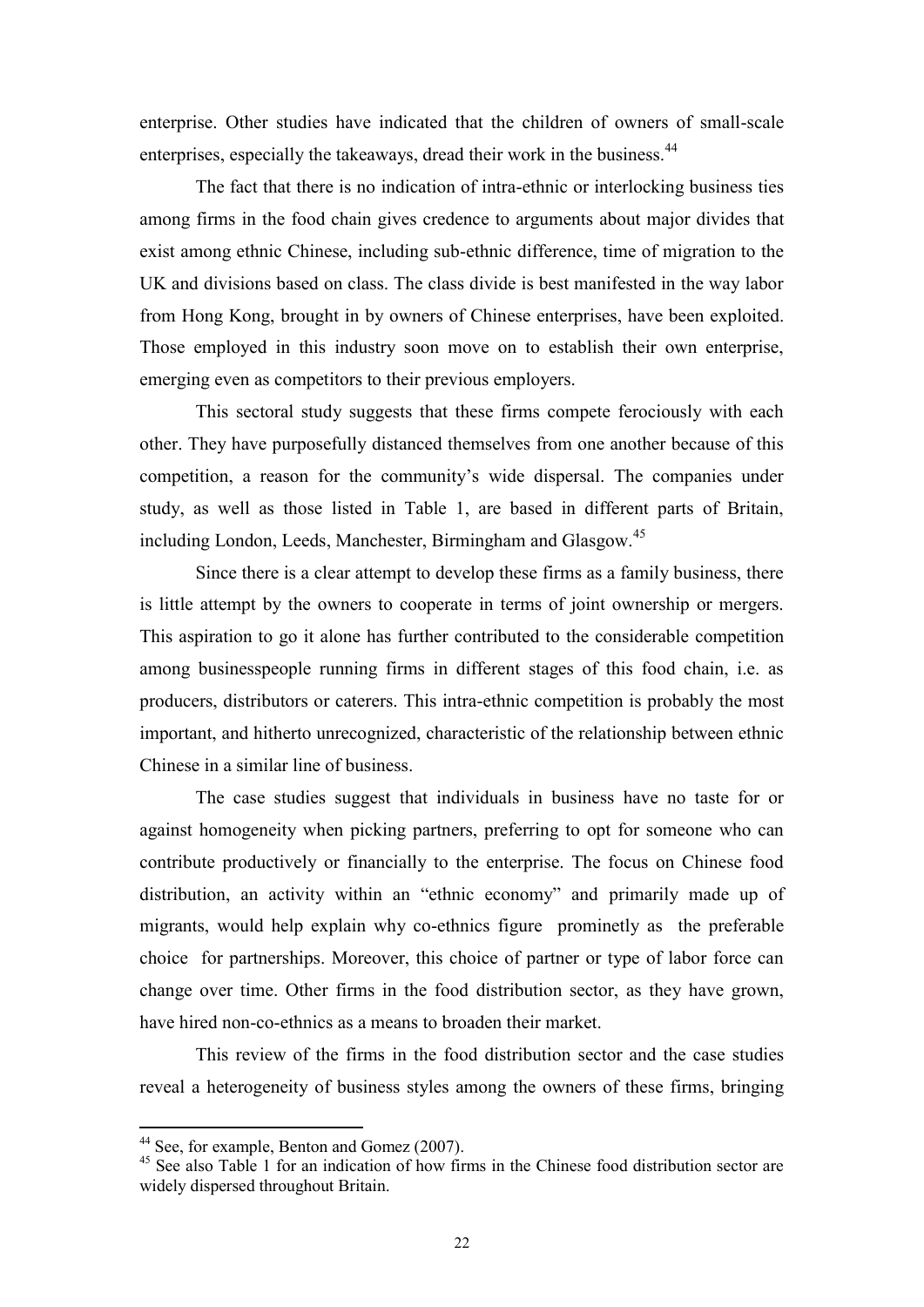enterprise. Other studies have indicated that the children of owners of small-scale enterprises, especially the takeaways, dread their work in the business.[44]

The fact that there is no indication of intra-ethnic or interlocking business ties among firms in the food chain gives credence to arguments about major divides that exist among ethnic Chinese, including sub-ethnic difference, time of migration to the UK and divisions based on class. The class divide is best manifested in the way labor from Hong Kong, brought in by owners of Chinese enterprises, have been exploited. Those employed in this industry soon move on to establish their own enterprise, emerging even as competitors to their previous employers.

This sectoral study suggests that these firms compete ferociously with each other. They have purposefully distanced themselves from one another because of this competition, a reason for the community's wide dispersal. The companies under study, as well as those listed in Table 1, are based in different parts of Britain, including London, Leeds, Manchester, Birmingham and Glasgow.[45]

Since there is a clear attempt to develop these firms as a family business, there is little attempt by the owners to cooperate in terms of joint ownership or mergers. This aspiration to go it alone has further contributed to the considerable competition among businesspeople running firms in different stages of this food chain, i.e. as producers, distributors or caterers. This intra-ethnic competition is probably the most important, and hitherto unrecognized, characteristic of the relationship between ethnic Chinese in a similar line of business.

The case studies suggest that individuals in business have no taste for or against homogeneity when picking partners, preferring to opt for someone who can contribute productively or financially to the enterprise. The focus on Chinese food distribution, an activity within an "ethnic economy" and primarily made up of migrants, would help explain why co-ethnics figure prominetly as the preferable choice for partnerships. Moreover, this choice of partner or type of labor force can change over time. Other firms in the food distribution sector, as they have grown, have hired non-co-ethnics as a means to broaden their market.

This review of the firms in the food distribution sector and the case studies reveal a heterogeneity of business styles among the owners of these firms, bringing

---

[44] See, for example, Benton and Gomez (2007).

[45] See also Table 1 for an indication of how firms in the Chinese food distribution sector are widely dispersed throughout Britain.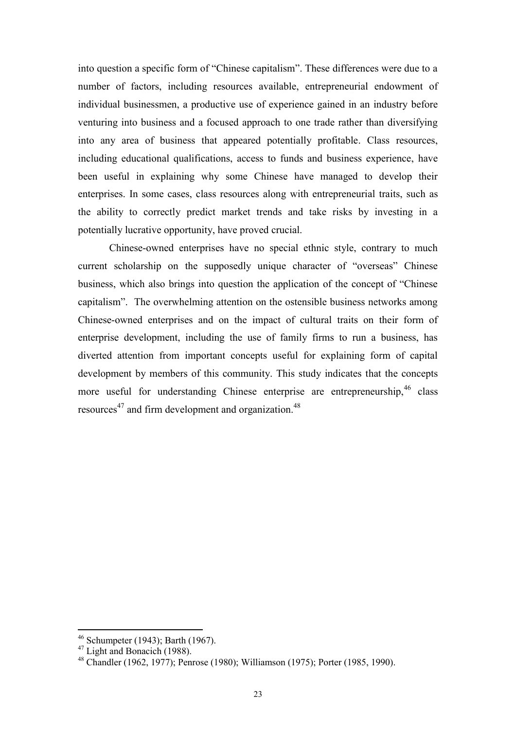into question a specific form of "Chinese capitalism". These differences were due to a number of factors, including resources available, entrepreneurial endowment of individual businessmen, a productive use of experience gained in an industry before venturing into business and a focused approach to one trade rather than diversifying into any area of business that appeared potentially profitable. Class resources, including educational qualifications, access to funds and business experience, have been useful in explaining why some Chinese have managed to develop their enterprises. In some cases, class resources along with entrepreneurial traits, such as the ability to correctly predict market trends and take risks by investing in a potentially lucrative opportunity, have proved crucial.

Chinese-owned enterprises have no special ethnic style, contrary to much current scholarship on the supposedly unique character of "overseas" Chinese business, which also brings into question the application of the concept of "Chinese capitalism". The overwhelming attention on the ostensible business networks among Chinese-owned enterprises and on the impact of cultural traits on their form of enterprise development, including the use of family firms to run a business, has diverted attention from important concepts useful for explaining form of capital development by members of this community. This study indicates that the concepts more useful for understanding Chinese enterprise are entrepreneurship,[46] class resources[47] and firm development and organization.[48]

---

[46] Schumpeter (1943); Barth (1967).

[47] Light and Bonacich (1988).

[48] Chandler (1962, 1977); Penrose (1980); Williamson (1975); Porter (1985, 1990).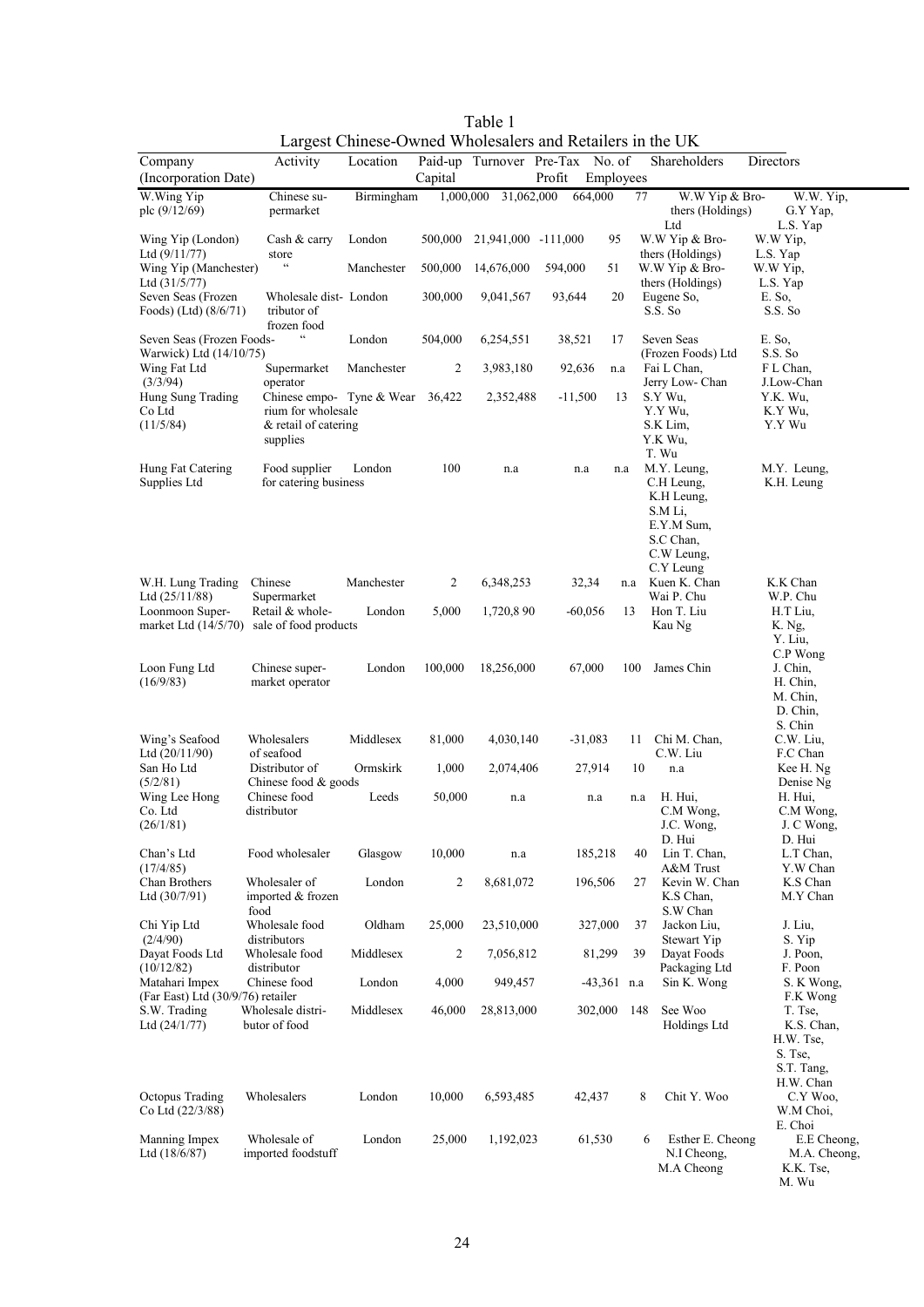Table 1

Largest Chinese-Owned Wholesalers and Retailers in the UK

| Company (Incorporation Date) | Activity | Location | Paid-up Capital | Turnover | Pre-Tax Profit | No. of Employees | Shareholders | Directors |
|---|---|---|---|---|---|---|---|---|
| W.Wing Yip plc (9/12/69) | Chinese supermarket | Birmingham | 1,000,000 | 31,062,000 | 664,000 | 77 | W.W Yip & Brothers (Holdings) Ltd | W.W. Yip, G.Y Yap, L.S. Yap |
| Wing Yip (London) Ltd (9/11/77) | Cash & carry store | London | 500,000 | 21,941,000 | -111,000 | 95 | W.W Yip & Brothers (Holdings) | W.W Yip, L.S. Yap |
| Wing Yip (Manchester) Ltd (31/5/77) | " | Manchester | 500,000 | 14,676,000 | 594,000 | 51 | W.W Yip & Brothers (Holdings) | W.W Yip, L.S. Yap |
| Seven Seas (Frozen Foods) (Ltd) (8/6/71) | Wholesale distributor of frozen food | London | 300,000 | 9,041,567 | 93,644 | 20 | Eugene So, S.S. So | E. So, S.S. So |
| Seven Seas (Frozen Foods-Warwick) Ltd (14/10/75) | " | London | 504,000 | 6,254,551 | 38,521 | 17 | Seven Seas (Frozen Foods) Ltd | E. So, S.S. So |
| Wing Fat Ltd (3/3/94) | Supermarket operator | Manchester | 2 | 3,983,180 | 92,636 | n.a | Fai L Chan, Jerry Low- Chan | F L Chan, J.Low-Chan |
| Hung Sung Trading Co Ltd (11/5/84) | Chinese emporium for wholesale & retail of catering supplies | Tyne & Wear | 36,422 | 2,352,488 | -11,500 | 13 | S.Y Wu, Y.Y Wu, S.K Lim, Y.K Wu, T. Wu | Y.K. Wu, K.Y Wu, Y.Y Wu |
| Hung Fat Catering Supplies Ltd | Food supplier for catering business | London | 100 | n.a | n.a | n.a | M.Y. Leung, C.H Leung, K.H Leung, S.M Li, E.Y.M Sum, S.C Chan, C.W Leung, C.Y Leung | M.Y. Leung, K.H. Leung |
| W.H. Lung Trading Ltd (25/11/88) | Chinese Supermarket | Manchester | 2 | 6,348,253 | 32,34 | n.a | Kuen K. Chan Wai P. Chu | K.K Chan W.P. Chu |
| Loonmoon Supermarket Ltd (14/5/70) | Retail & wholesale of food products | London | 5,000 | 1,720,8 90 | -60,056 | 13 | Hon T. Liu Kau Ng | H.T Liu, K. Ng, Y. Liu, C.P Wong |
| Loon Fung Ltd (16/9/83) | Chinese supermarket operator | London | 100,000 | 18,256,000 | 67,000 | 100 | James Chin | J. Chin, H. Chin, M. Chin, D. Chin, S. Chin |
| Wing's Seafood Ltd (20/11/90) | Wholesalers of seafood | Middlesex | 81,000 | 4,030,140 | -31,083 | 11 | Chi M. Chan, C.W. Liu | C.W. Liu, F.C Chan |
| San Ho Ltd (5/2/81) | Distributor of Chinese food & goods | Ormskirk | 1,000 | 2,074,406 | 27,914 | 10 | n.a | Kee H. Ng Denise Ng |
| Wing Lee Hong Co. Ltd (26/1/81) | Chinese food distributor | Leeds | 50,000 | n.a | n.a | n.a | H. Hui, C.M Wong, J.C. Wong, D. Hui | H. Hui, C.M Wong, J. C Wong, D. Hui |
| Chan's Ltd (17/4/85) | Food wholesaler | Glasgow | 10,000 | n.a | 185,218 | 40 | Lin T. Chan, A&M Trust | L.T Chan, Y.W Chan |
| Chan Brothers Ltd (30/7/91) | Wholesaler of imported & frozen food | London | 2 | 8,681,072 | 196,506 | 27 | Kevin W. Chan K.S Chan, S.W Chan | K.S Chan M.Y Chan |
| Chi Yip Ltd (2/4/90) | Wholesale food distributors | Oldham | 25,000 | 23,510,000 | 327,000 | 37 | Jackon Liu, Stewart Yip | J. Liu, S. Yip |
| Dayat Foods Ltd (10/12/82) | Wholesale food distributor | Middlesex | 2 | 7,056,812 | 81,299 | 39 | Dayat Foods Packaging Ltd | J. Poon, F. Poon |
| Matahari Impex (Far East) Ltd (30/9/76) | Chinese food retailer | London | 4,000 | 949,457 | -43,361 | n.a | Sin K. Wong | S. K Wong, F.K Wong |
| S.W. Trading Ltd (24/1/77) | Wholesale distributor of food | Middlesex | 46,000 | 28,813,000 | 302,000 | 148 | See Woo Holdings Ltd | T. Tse, K.S. Chan, H.W. Tse, S. Tse, S.T. Tang, H.W. Chan |
| Octopus Trading Co Ltd (22/3/88) | Wholesalers | London | 10,000 | 6,593,485 | 42,437 | 8 | Chit Y. Woo | C.Y Woo, W.M Choi, E. Choi |
| Manning Impex Ltd (18/6/87) | Wholesale of imported foodstuff | London | 25,000 | 1,192,023 | 61,530 | 6 | Esther E. Cheong N.I Cheong, M.A Cheong | E.E Cheong, M.A. Cheong, K.K. Tse, M. Wu |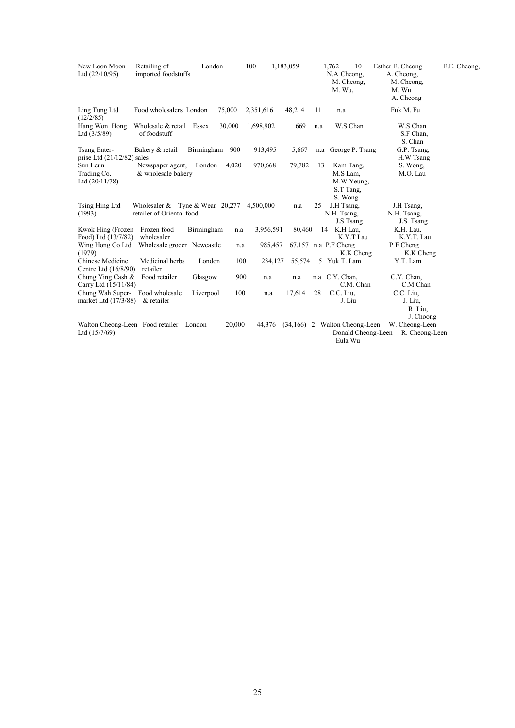| | | | | | | | | |
|---|---|---|---|---|---|---|---|---|
| New Loon Moon Ltd (22/10/95) | Retailing of imported foodstuffs | London | 100 | 1,183,059 | 1,762 | 10 | Esther E. Cheong, N.A Cheong, M. Cheong, M. Wu, | E.E. Cheong, A. Cheong, M. Cheong, M. Wu A. Cheong |
| Ling Tung Ltd (12/2/85) | Food wholesalers | London | 75,000 | 2,351,616 | 48,214 | 11 | n.a | Fuk M. Fu |
| Hang Won Hong Ltd (3/5/89) | Wholesale & retail of foodstuff | Essex | 30,000 | 1,698,902 | 669 | n.a | W.S Chan | W.S Chan S.F Chan, S. Chan |
| Tsang Enterprise Ltd (21/12/82) | Bakery & retail sales | Birmingham | 900 | 913,495 | 5,667 | n.a | George P. Tsang | G.P. Tsang, H.W Tsang |
| Sun Leun Trading Co. Ltd (20/11/78) | Newspaper agent, & wholesale bakery | London | 4,020 | 970,668 | 79,782 | 13 | Kam Tang, M.S Lam, M.W Yeung, S.T Tang, S. Wong | S. Wong, M.O. Lau |
| Tsing Hing Ltd (1993) | Wholesaler & retailer of Oriental food | Tyne & Wear | 20,277 | 4,500,000 | n.a | 25 | J.H Tsang, N.H. Tsang, J.S Tsang | J.H Tsang, N.H. Tsang, J.S. Tsang |
| Kwok Hing (Frozen Food) Ltd (13/7/82) | Frozen food wholesaler | Birmingham | n.a | 3,956,591 | 80,460 | 14 | K.H Lau, K.Y.T Lau | K.H. Lau, K.Y.T. Lau |
| Wing Hong Co Ltd (1979) | Wholesale grocer | Newcastle | n.a | 985,457 | 67,157 | n.a | P.F Cheng K.K Cheng | P.F Cheng K.K Cheng |
| Chinese Medicine Centre Ltd (16/8/90) | Medicinal herbs retailer | London | 100 | 234,127 | 55,574 | 5 | Yuk T. Lam | Y.T. Lam |
| Chung Ying Cash & Carry Ltd (15/11/84) | Food retailer | Glasgow | 900 | n.a | n.a | n.a | C.Y. Chan, C.M. Chan | C.Y. Chan, C.M Chan |
| Chung Wah Supermarket Ltd (17/3/88) | Food wholesale & retailer | Liverpool | 100 | n.a | 17,614 | 28 | C.C. Liu, J. Liu | C.C. Liu, J. Liu, R. Liu, J. Choong |
| Walton Cheong-Leen Ltd (15/7/69) | Food retailer | London | 20,000 | 44,376 | (34,166) | 2 | Walton Cheong-Leen Donald Cheong-Leen Eula Wu | W. Cheong-Leen R. Cheong-Leen |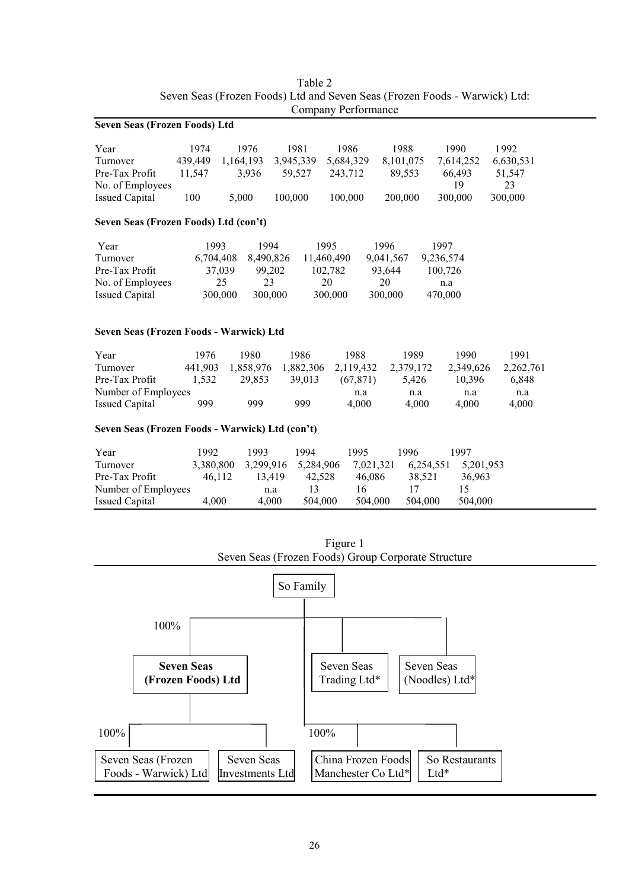Table 2
Seven Seas (Frozen Foods) Ltd and Seven Seas (Frozen Foods - Warwick) Ltd:
Company Performance

**Seven Seas (Frozen Foods) Ltd**

| Year | 1974 | 1976 | 1981 | 1986 | 1988 | 1990 | 1992 |
|---|---|---|---|---|---|---|---|
| Turnover | 439,449 | 1,164,193 | 3,945,339 | 5,684,329 | 8,101,075 | 7,614,252 | 6,630,531 |
| Pre-Tax Profit | 11,547 | 3,936 | 59,527 | 243,712 | 89,553 | 66,493 | 51,547 |
| No. of Employees | | | | | | 19 | 23 |
| Issued Capital | 100 | 5,000 | 100,000 | 100,000 | 200,000 | 300,000 | 300,000 |

**Seven Seas (Frozen Foods) Ltd (con't)**

| Year | 1993 | 1994 | 1995 | 1996 | 1997 |
|---|---|---|---|---|---|
| Turnover | 6,704,408 | 8,490,826 | 11,460,490 | 9,041,567 | 9,236,574 |
| Pre-Tax Profit | 37,039 | 99,202 | 102,782 | 93,644 | 100,726 |
| No. of Employees | 25 | 23 | 20 | 20 | n.a |
| Issued Capital | 300,000 | 300,000 | 300,000 | 300,000 | 470,000 |

**Seven Seas (Frozen Foods - Warwick) Ltd**

| Year | 1976 | 1980 | 1986 | 1988 | 1989 | 1990 | 1991 |
|---|---|---|---|---|---|---|---|
| Turnover | 441,903 | 1,858,976 | 1,882,306 | 2,119,432 | 2,379,172 | 2,349,626 | 2,262,761 |
| Pre-Tax Profit | 1,532 | 29,853 | 39,013 | (67,871) | 5,426 | 10,396 | 6,848 |
| Number of Employees | | | | n.a | n.a | n.a | n.a |
| Issued Capital | 999 | 999 | 999 | 4,000 | 4,000 | 4,000 | 4,000 |

**Seven Seas (Frozen Foods - Warwick) Ltd (con't)**

| Year | 1992 | 1993 | 1994 | 1995 | 1996 | 1997 |
|---|---|---|---|---|---|---|
| Turnover | 3,380,800 | 3,299,916 | 5,284,906 | 7,021,321 | 6,254,551 | 5,201,953 |
| Pre-Tax Profit | 46,112 | 13,419 | 42,528 | 46,086 | 38,521 | 36,963 |
| Number of Employees | | n.a | 13 | 16 | 17 | 15 |
| Issued Capital | 4,000 | 4,000 | 504,000 | 504,000 | 504,000 | 504,000 |

Figure 1
Seven Seas (Frozen Foods) Group Corporate Structure

- So Family
  - 100%
    - **Seven Seas (Frozen Foods) Ltd**
      - 100%
        - Seven Seas (Frozen Foods - Warwick) Ltd
        - Seven Seas Investments Ltd
    - Seven Seas Trading Ltd*
    - Seven Seas (Noodles) Ltd*
  - 100%
    - China Frozen Foods Manchester Co Ltd*
    - So Restaurants Ltd*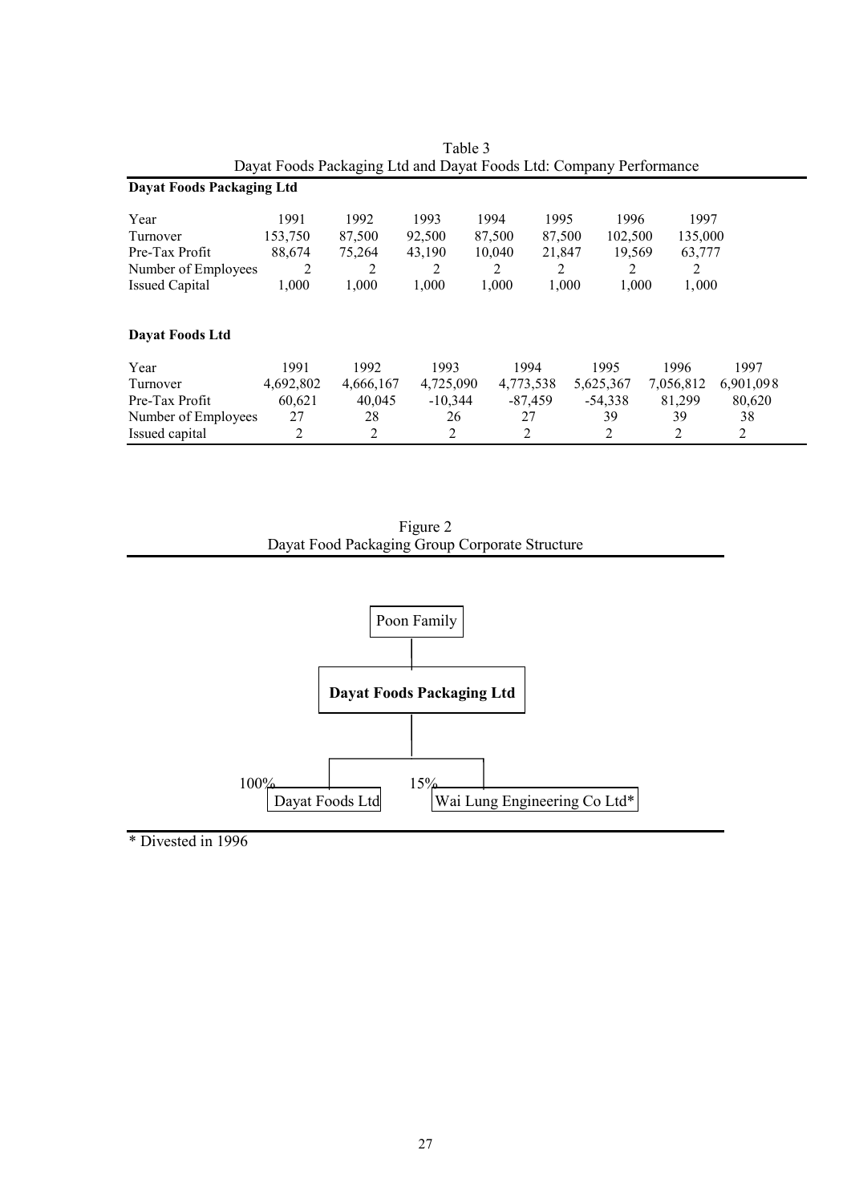Table 3
Dayat Foods Packaging Ltd and Dayat Foods Ltd: Company Performance

**Dayat Foods Packaging Ltd**

| Year | 1991 | 1992 | 1993 | 1994 | 1995 | 1996 | 1997 |
|---|---|---|---|---|---|---|---|
| Turnover | 153,750 | 87,500 | 92,500 | 87,500 | 87,500 | 102,500 | 135,000 |
| Pre-Tax Profit | 88,674 | 75,264 | 43,190 | 10,040 | 21,847 | 19,569 | 63,777 |
| Number of Employees | 2 | 2 | 2 | 2 | 2 | 2 | 2 |
| Issued Capital | 1,000 | 1,000 | 1,000 | 1,000 | 1,000 | 1,000 | 1,000 |

**Dayat Foods Ltd**

| Year | 1991 | 1992 | 1993 | 1994 | 1995 | 1996 | 1997 |
|---|---|---|---|---|---|---|---|
| Turnover | 4,692,802 | 4,666,167 | 4,725,090 | 4,773,538 | 5,625,367 | 7,056,812 | 6,901,098 |
| Pre-Tax Profit | 60,621 | 40,045 | -10,344 | -87,459 | -54,338 | 81,299 | 80,620 |
| Number of Employees | 27 | 28 | 26 | 27 | 39 | 39 | 38 |
| Issued capital | 2 | 2 | 2 | 2 | 2 | 2 | 2 |

Figure 2
Dayat Food Packaging Group Corporate Structure

Poon Family

**Dayat Foods Packaging Ltd**

100% Dayat Foods Ltd

15% Wai Lung Engineering Co Ltd*

* Divested in 1996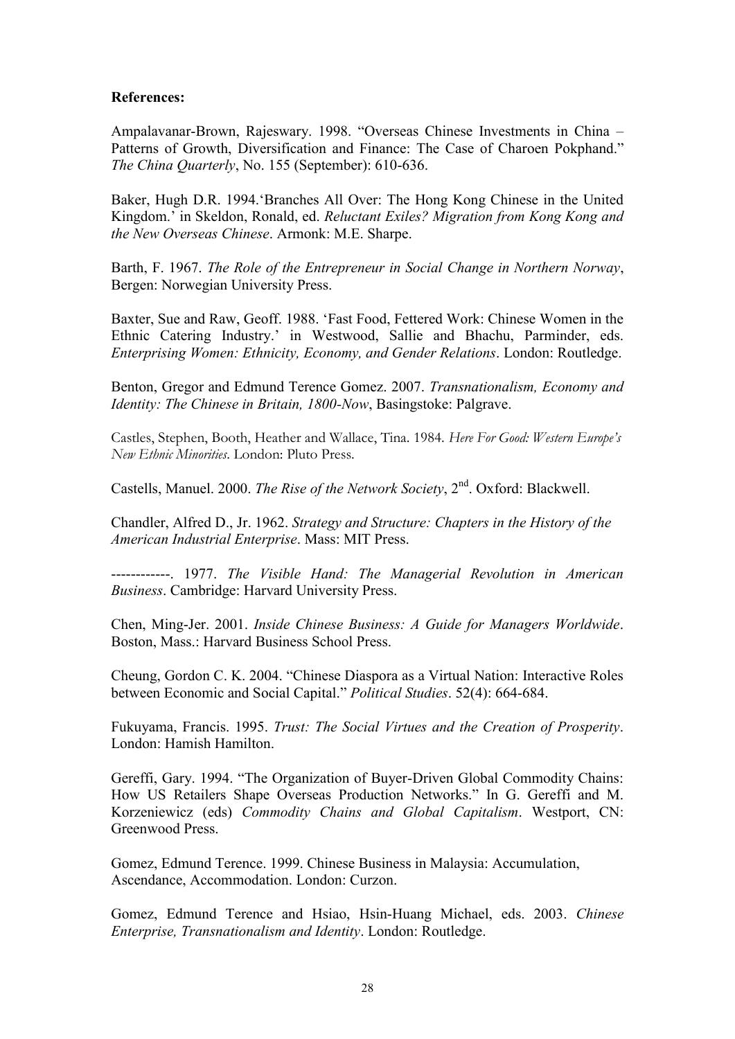**References:**

Ampalavanar-Brown, Rajeswary. 1998. "Overseas Chinese Investments in China – Patterns of Growth, Diversification and Finance: The Case of Charoen Pokphand." *The China Quarterly*, No. 155 (September): 610-636.

Baker, Hugh D.R. 1994.'Branches All Over: The Hong Kong Chinese in the United Kingdom.' in Skeldon, Ronald, ed. *Reluctant Exiles? Migration from Kong Kong and the New Overseas Chinese*. Armonk: M.E. Sharpe.

Barth, F. 1967. *The Role of the Entrepreneur in Social Change in Northern Norway*, Bergen: Norwegian University Press.

Baxter, Sue and Raw, Geoff. 1988. 'Fast Food, Fettered Work: Chinese Women in the Ethnic Catering Industry.' in Westwood, Sallie and Bhachu, Parminder, eds. *Enterprising Women: Ethnicity, Economy, and Gender Relations*. London: Routledge.

Benton, Gregor and Edmund Terence Gomez. 2007. *Transnationalism, Economy and Identity: The Chinese in Britain, 1800-Now*, Basingstoke: Palgrave.

Castles, Stephen, Booth, Heather and Wallace, Tina. 1984. *Here For Good: Western Europe's New Ethnic Minorities*. London: Pluto Press.

Castells, Manuel. 2000. *The Rise of the Network Society*, 2nd. Oxford: Blackwell.

Chandler, Alfred D., Jr. 1962. *Strategy and Structure: Chapters in the History of the American Industrial Enterprise*. Mass: MIT Press.

------------. 1977. *The Visible Hand: The Managerial Revolution in American Business*. Cambridge: Harvard University Press.

Chen, Ming-Jer. 2001. *Inside Chinese Business: A Guide for Managers Worldwide*. Boston, Mass.: Harvard Business School Press.

Cheung, Gordon C. K. 2004. "Chinese Diaspora as a Virtual Nation: Interactive Roles between Economic and Social Capital." *Political Studies*. 52(4): 664-684.

Fukuyama, Francis. 1995. *Trust: The Social Virtues and the Creation of Prosperity*. London: Hamish Hamilton.

Gereffi, Gary. 1994. "The Organization of Buyer-Driven Global Commodity Chains: How US Retailers Shape Overseas Production Networks." In G. Gereffi and M. Korzeniewicz (eds) *Commodity Chains and Global Capitalism*. Westport, CN: Greenwood Press.

Gomez, Edmund Terence. 1999. Chinese Business in Malaysia: Accumulation, Ascendance, Accommodation. London: Curzon.

Gomez, Edmund Terence and Hsiao, Hsin-Huang Michael, eds. 2003. *Chinese Enterprise, Transnationalism and Identity*. London: Routledge.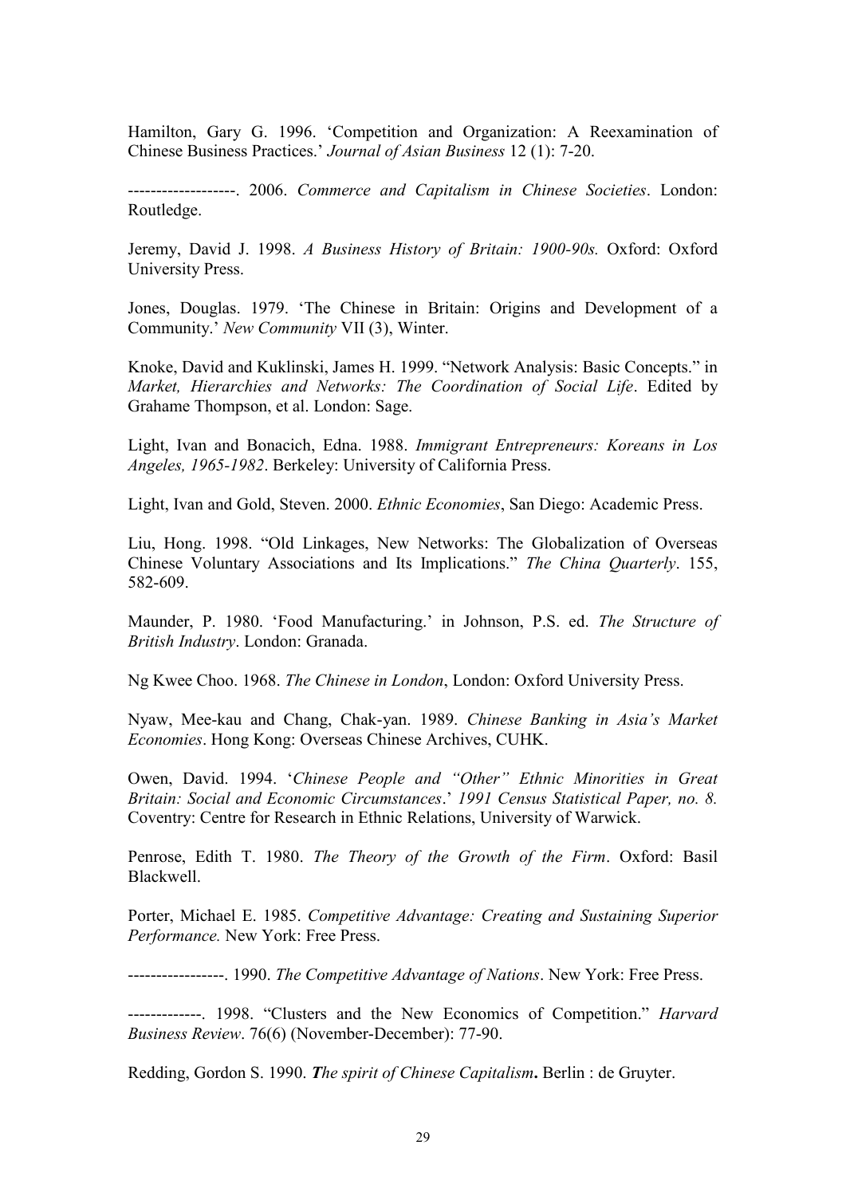Hamilton, Gary G. 1996. 'Competition and Organization: A Reexamination of Chinese Business Practices.' *Journal of Asian Business* 12 (1): 7-20.

-------------------. 2006. *Commerce and Capitalism in Chinese Societies*. London: Routledge.

Jeremy, David J. 1998. *A Business History of Britain: 1900-90s.* Oxford: Oxford University Press.

Jones, Douglas. 1979. 'The Chinese in Britain: Origins and Development of a Community.' *New Community* VII (3), Winter.

Knoke, David and Kuklinski, James H. 1999. "Network Analysis: Basic Concepts." in *Market, Hierarchies and Networks: The Coordination of Social Life*. Edited by Grahame Thompson, et al. London: Sage.

Light, Ivan and Bonacich, Edna. 1988. *Immigrant Entrepreneurs: Koreans in Los Angeles, 1965-1982*. Berkeley: University of California Press.

Light, Ivan and Gold, Steven. 2000. *Ethnic Economies*, San Diego: Academic Press.

Liu, Hong. 1998. "Old Linkages, New Networks: The Globalization of Overseas Chinese Voluntary Associations and Its Implications." *The China Quarterly*. 155, 582-609.

Maunder, P. 1980. 'Food Manufacturing.' in Johnson, P.S. ed. *The Structure of British Industry*. London: Granada.

Ng Kwee Choo. 1968. *The Chinese in London*, London: Oxford University Press.

Nyaw, Mee-kau and Chang, Chak-yan. 1989. *Chinese Banking in Asia's Market Economies*. Hong Kong: Overseas Chinese Archives, CUHK.

Owen, David. 1994. '*Chinese People and "Other" Ethnic Minorities in Great Britain: Social and Economic Circumstances*.' *1991 Census Statistical Paper, no. 8.* Coventry: Centre for Research in Ethnic Relations, University of Warwick.

Penrose, Edith T. 1980. *The Theory of the Growth of the Firm*. Oxford: Basil Blackwell.

Porter, Michael E. 1985. *Competitive Advantage: Creating and Sustaining Superior Performance.* New York: Free Press.

-----------------. 1990. *The Competitive Advantage of Nations*. New York: Free Press.

-------------. 1998. "Clusters and the New Economics of Competition." *Harvard Business Review*. 76(6) (November-December): 77-90.

Redding, Gordon S. 1990. ***T**he spirit of Chinese Capitalism***.** Berlin : de Gruyter.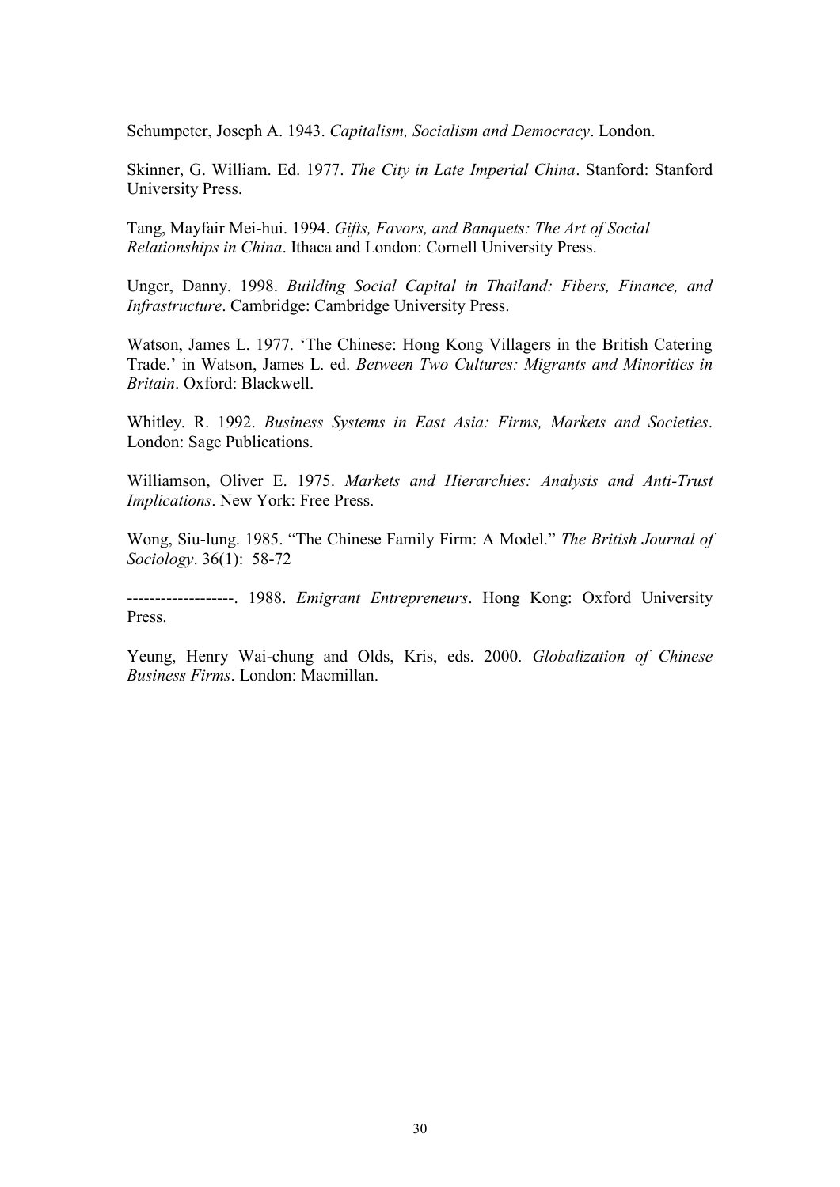Schumpeter, Joseph A. 1943. *Capitalism, Socialism and Democracy*. London.

Skinner, G. William. Ed. 1977. *The City in Late Imperial China*. Stanford: Stanford University Press.

Tang, Mayfair Mei-hui. 1994. *Gifts, Favors, and Banquets: The Art of Social Relationships in China*. Ithaca and London: Cornell University Press.

Unger, Danny. 1998. *Building Social Capital in Thailand: Fibers, Finance, and Infrastructure*. Cambridge: Cambridge University Press.

Watson, James L. 1977. 'The Chinese: Hong Kong Villagers in the British Catering Trade.' in Watson, James L. ed. *Between Two Cultures: Migrants and Minorities in Britain*. Oxford: Blackwell.

Whitley. R. 1992. *Business Systems in East Asia: Firms, Markets and Societies*. London: Sage Publications.

Williamson, Oliver E. 1975. *Markets and Hierarchies: Analysis and Anti-Trust Implications*. New York: Free Press.

Wong, Siu-lung. 1985. "The Chinese Family Firm: A Model." *The British Journal of Sociology*. 36(1): 58-72

-------------------. 1988. *Emigrant Entrepreneurs*. Hong Kong: Oxford University Press.

Yeung, Henry Wai-chung and Olds, Kris, eds. 2000. *Globalization of Chinese Business Firms*. London: Macmillan.